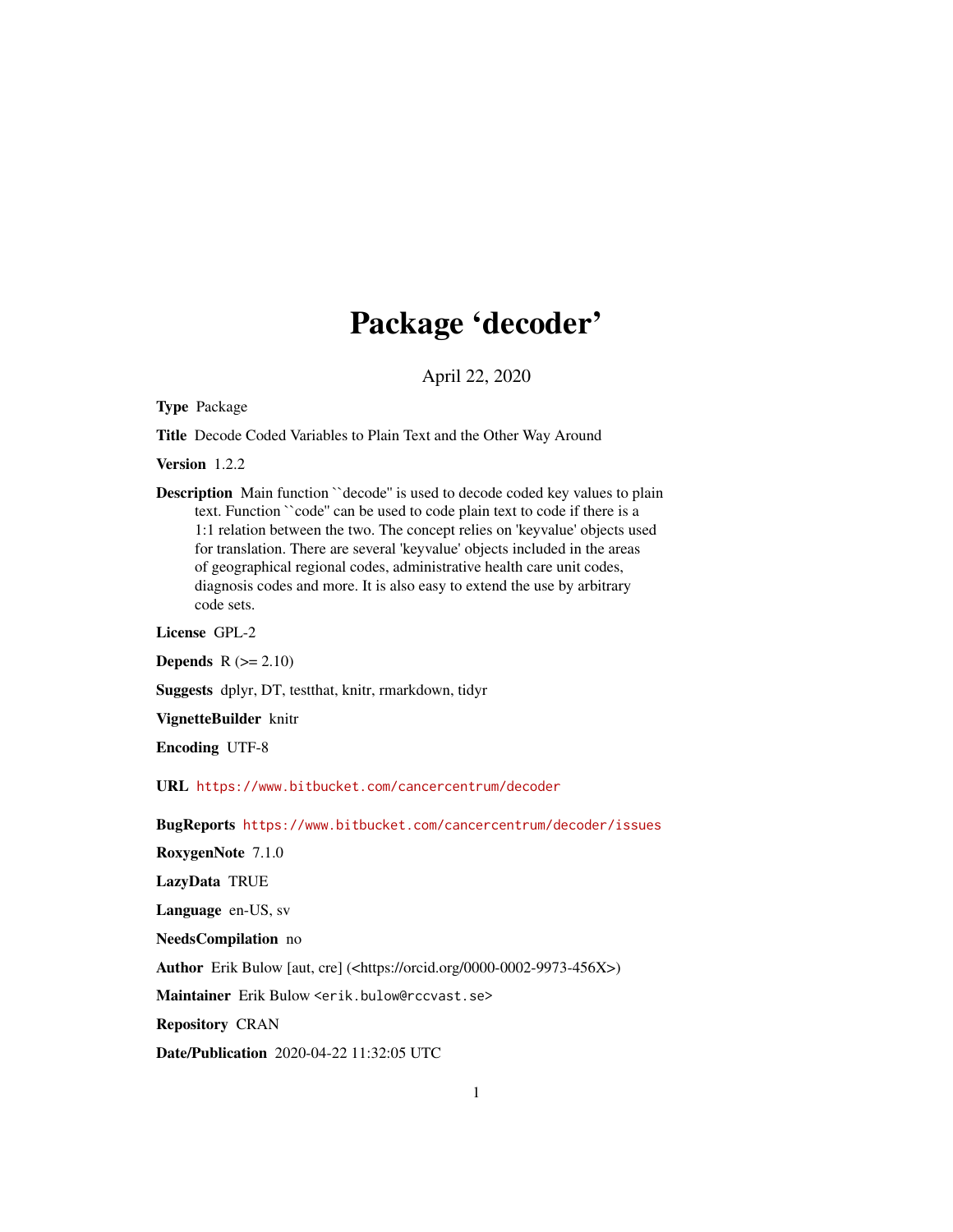# Package 'decoder'

April 22, 2020

**Type** Package

**Title** Decode Coded Variables to Plain Text and the Other Way Around

**Version** 1.2.2

**Description** Main function ``decode'' is used to decode coded key values to plain text. Function ``code'' can be used to code plain text to code if there is a 1:1 relation between the two. The concept relies on 'keyvalue' objects used for translation. There are several 'keyvalue' objects included in the areas of geographical regional codes, administrative health care unit codes, diagnosis codes and more. It is also easy to extend the use by arbitrary code sets.

**License** GPL-2

**Depends** R (>= 2.10)

**Suggests** dplyr, DT, testthat, knitr, rmarkdown, tidyr

**VignetteBuilder** knitr

**Encoding** UTF-8

**URL** https://www.bitbucket.com/cancercentrum/decoder

**BugReports** https://www.bitbucket.com/cancercentrum/decoder/issues

**RoxygenNote** 7.1.0

**LazyData** TRUE

**Language** en-US, sv

**NeedsCompilation** no

**Author** Erik Bulow [aut, cre] (<https://orcid.org/0000-0002-9973-456X>)

**Maintainer** Erik Bulow <erik.bulow@rccvast.se>

**Repository** CRAN

**Date/Publication** 2020-04-22 11:32:05 UTC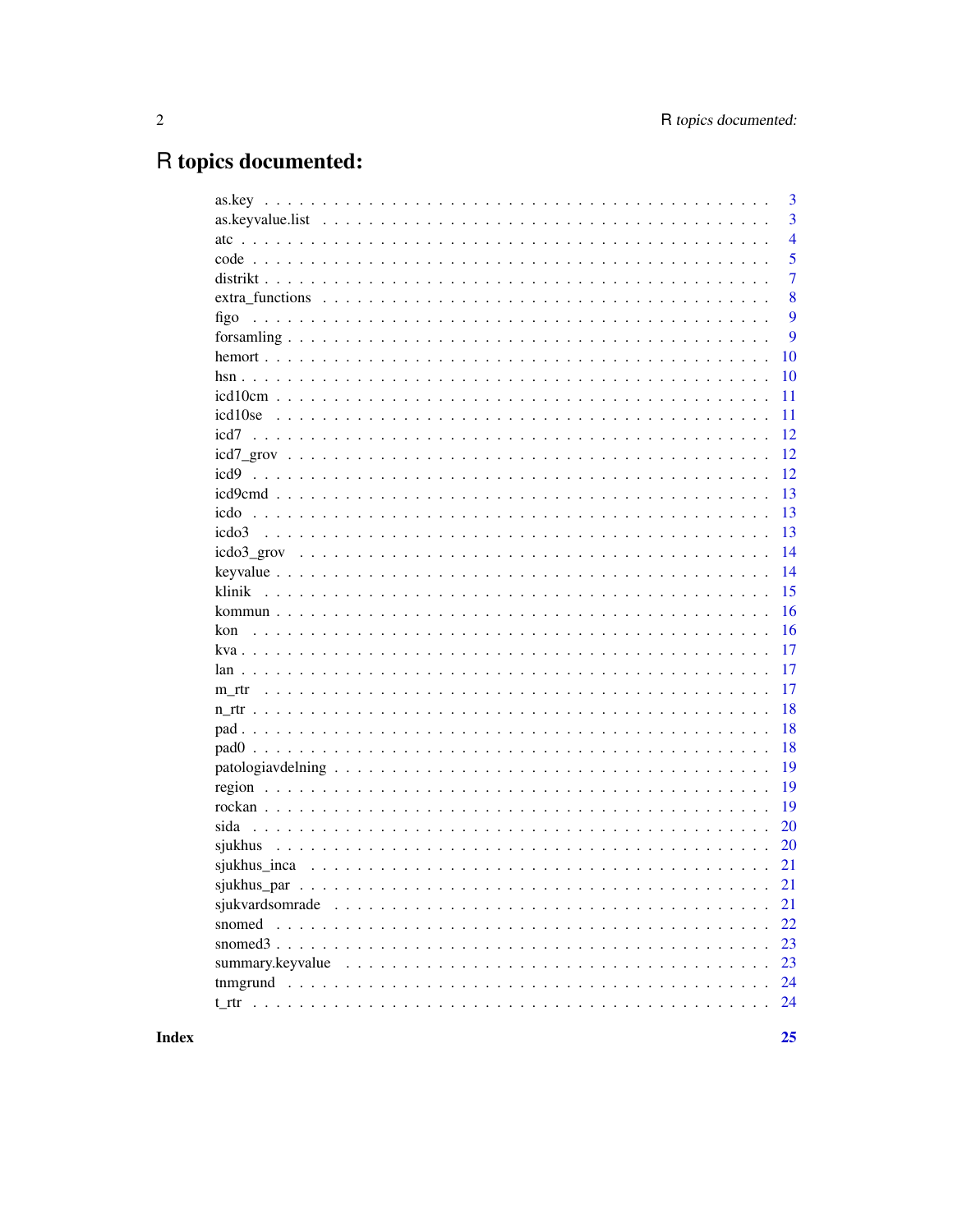# R topics documented:

as.key . . . . . . . . . . . . . . . . . . . . . . . . . . . . . . . . . . . . . . . . 3
as.keyvalue.list . . . . . . . . . . . . . . . . . . . . . . . . . . . . . . . . . . . 3
atc . . . . . . . . . . . . . . . . . . . . . . . . . . . . . . . . . . . . . . . . . . 4
code . . . . . . . . . . . . . . . . . . . . . . . . . . . . . . . . . . . . . . . . . 5
distrikt . . . . . . . . . . . . . . . . . . . . . . . . . . . . . . . . . . . . . . . 7
extra_functions . . . . . . . . . . . . . . . . . . . . . . . . . . . . . . . . . . . 8
figo . . . . . . . . . . . . . . . . . . . . . . . . . . . . . . . . . . . . . . . . . 9
forsamling . . . . . . . . . . . . . . . . . . . . . . . . . . . . . . . . . . . . . . 9
hemort . . . . . . . . . . . . . . . . . . . . . . . . . . . . . . . . . . . . . . . . 10
hsn . . . . . . . . . . . . . . . . . . . . . . . . . . . . . . . . . . . . . . . . . . 10
icd10cm . . . . . . . . . . . . . . . . . . . . . . . . . . . . . . . . . . . . . . . 11
icd10se . . . . . . . . . . . . . . . . . . . . . . . . . . . . . . . . . . . . . . . 11
icd7 . . . . . . . . . . . . . . . . . . . . . . . . . . . . . . . . . . . . . . . . . 12
icd7_grov . . . . . . . . . . . . . . . . . . . . . . . . . . . . . . . . . . . . . . 12
icd9 . . . . . . . . . . . . . . . . . . . . . . . . . . . . . . . . . . . . . . . . . 12
icd9cmd . . . . . . . . . . . . . . . . . . . . . . . . . . . . . . . . . . . . . . . 13
icdo . . . . . . . . . . . . . . . . . . . . . . . . . . . . . . . . . . . . . . . . . 13
icdo3 . . . . . . . . . . . . . . . . . . . . . . . . . . . . . . . . . . . . . . . . 13
icdo3_grov . . . . . . . . . . . . . . . . . . . . . . . . . . . . . . . . . . . . . 14
keyvalue . . . . . . . . . . . . . . . . . . . . . . . . . . . . . . . . . . . . . . 14
klinik . . . . . . . . . . . . . . . . . . . . . . . . . . . . . . . . . . . . . . . . 15
kommun . . . . . . . . . . . . . . . . . . . . . . . . . . . . . . . . . . . . . . . 16
kon . . . . . . . . . . . . . . . . . . . . . . . . . . . . . . . . . . . . . . . . . . 16
kva . . . . . . . . . . . . . . . . . . . . . . . . . . . . . . . . . . . . . . . . . . 17
lan . . . . . . . . . . . . . . . . . . . . . . . . . . . . . . . . . . . . . . . . . . 17
m_rtr . . . . . . . . . . . . . . . . . . . . . . . . . . . . . . . . . . . . . . . . 17
n_rtr . . . . . . . . . . . . . . . . . . . . . . . . . . . . . . . . . . . . . . . . 18
pad . . . . . . . . . . . . . . . . . . . . . . . . . . . . . . . . . . . . . . . . . . 18
pad0 . . . . . . . . . . . . . . . . . . . . . . . . . . . . . . . . . . . . . . . . . 18
patologiavdelning . . . . . . . . . . . . . . . . . . . . . . . . . . . . . . . . . 19
region . . . . . . . . . . . . . . . . . . . . . . . . . . . . . . . . . . . . . . . 19
rockan . . . . . . . . . . . . . . . . . . . . . . . . . . . . . . . . . . . . . . . 19
sida . . . . . . . . . . . . . . . . . . . . . . . . . . . . . . . . . . . . . . . . . 20
sjukhus . . . . . . . . . . . . . . . . . . . . . . . . . . . . . . . . . . . . . . . 20
sjukhus_inca . . . . . . . . . . . . . . . . . . . . . . . . . . . . . . . . . . . . 21
sjukhus_par . . . . . . . . . . . . . . . . . . . . . . . . . . . . . . . . . . . . 21
sjukvardsomrade . . . . . . . . . . . . . . . . . . . . . . . . . . . . . . . . . 21
snomed . . . . . . . . . . . . . . . . . . . . . . . . . . . . . . . . . . . . . . . 22
snomed3 . . . . . . . . . . . . . . . . . . . . . . . . . . . . . . . . . . . . . . 23
summary.keyvalue . . . . . . . . . . . . . . . . . . . . . . . . . . . . . . . . 23
tnmgrund . . . . . . . . . . . . . . . . . . . . . . . . . . . . . . . . . . . . . . 24
t_rtr . . . . . . . . . . . . . . . . . . . . . . . . . . . . . . . . . . . . . . . . 24

**Index** **25**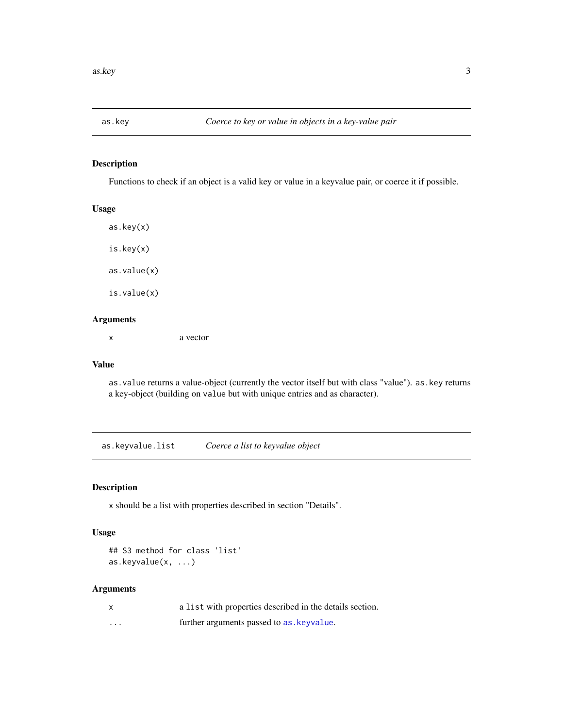## as.key — *Coerce to key or value in objects in a key-value pair*

### Description

Functions to check if an object is a valid key or value in a keyvalue pair, or coerce it if possible.

### Usage

```
as.key(x)

is.key(x)

as.value(x)

is.value(x)
```

### Arguments

| | |
|---|---|
| `x` | a vector |

### Value

`as.value` returns a value-object (currently the vector itself but with class "value"). `as.key` returns a key-object (building on `value` but with unique entries and as character).

## as.keyvalue.list — *Coerce a list to keyvalue object*

### Description

`x` should be a list with properties described in section "Details".

### Usage

```
## S3 method for class 'list'
as.keyvalue(x, ...)
```

### Arguments

| | |
|---|---|
| `x` | a `list` with properties described in the details section. |
| `...` | further arguments passed to `as.keyvalue`. |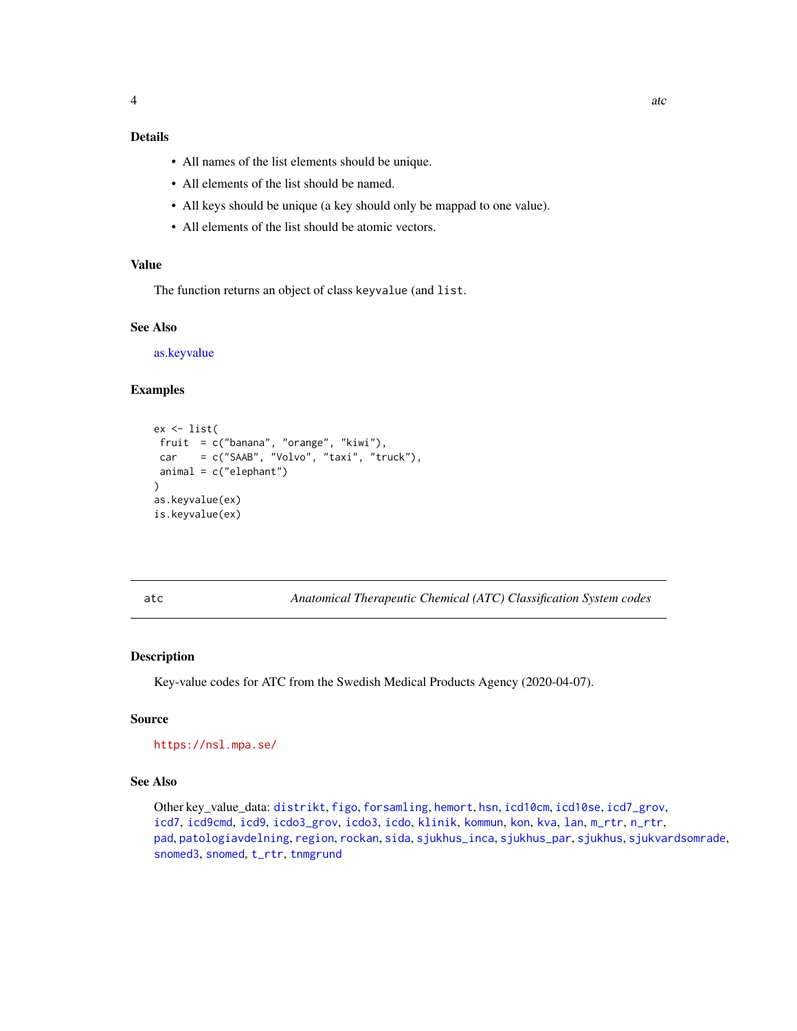## Details

- All names of the list elements should be unique.
- All elements of the list should be named.
- All keys should be unique (a key should only be mappad to one value).
- All elements of the list should be atomic vectors.

## Value

The function returns an object of class `keyvalue` (and `list`.

## See Also

as.keyvalue

## Examples

```
ex <- list(
 fruit  = c("banana", "orange", "kiwi"),
 car    = c("SAAB", "Volvo", "taxi", "truck"),
 animal = c("elephant")
)
as.keyvalue(ex)
is.keyvalue(ex)
```

---

# atc — *Anatomical Therapeutic Chemical (ATC) Classification System codes*

---

## Description

Key-value codes for ATC from the Swedish Medical Products Agency (2020-04-07).

## Source

https://nsl.mpa.se/

## See Also

Other key_value_data: `distrikt`, `figo`, `forsamling`, `hemort`, `hsn`, `icd10cm`, `icd10se`, `icd7_grov`, `icd7`, `icd9cmd`, `icd9`, `icdo3_grov`, `icdo3`, `icdo`, `klinik`, `kommun`, `kon`, `kva`, `lan`, `m_rtr`, `n_rtr`, `pad`, `patologiavdelning`, `region`, `rockan`, `sida`, `sjukhus_inca`, `sjukhus_par`, `sjukhus`, `sjukvardsomrade`, `snomed3`, `snomed`, `t_rtr`, `tnmgrund`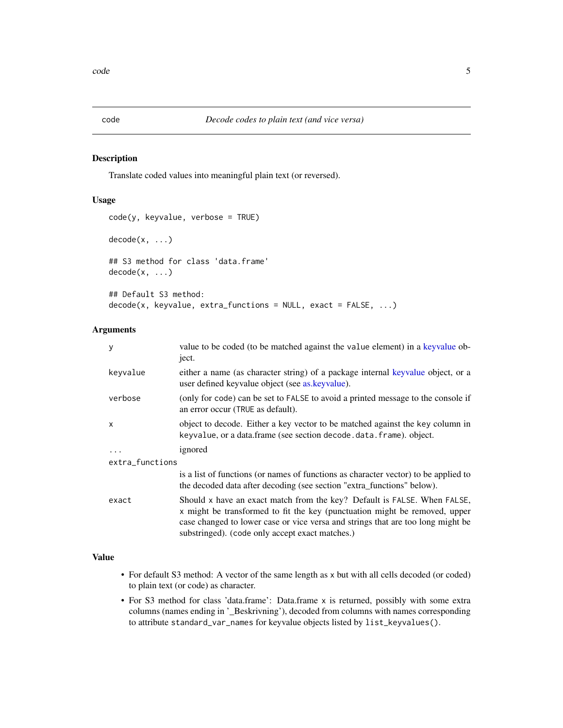code *Decode codes to plain text (and vice versa)*

## Description

Translate coded values into meaningful plain text (or reversed).

## Usage

```
code(y, keyvalue, verbose = TRUE)

decode(x, ...)

## S3 method for class 'data.frame'
decode(x, ...)

## Default S3 method:
decode(x, keyvalue, extra_functions = NULL, exact = FALSE, ...)
```

## Arguments

| | |
|---|---|
| `y` | value to be coded (to be matched against the `value` element) in a keyvalue object. |
| `keyvalue` | either a name (as character string) of a package internal keyvalue object, or a user defined keyvalue object (see as.keyvalue). |
| `verbose` | (only for `code`) can be set to `FALSE` to avoid a printed message to the console if an error occur (`TRUE` as default). |
| `x` | object to decode. Either a key vector to be matched against the `key` column in `keyvalue`, or a data.frame (see section `decode.data.frame`). object. |
| `...` | ignored |
| `extra_functions` | is a list of functions (or names of functions as character vector) to be applied to the decoded data after decoding (see section "extra_functions" below). |
| `exact` | Should `x` have an exact match from the key? Default is `FALSE`. When `FALSE`, `x` might be transformed to fit the key (punctuation might be removed, upper case changed to lower case or vice versa and strings that are too long might be substringed). (`code` only accept exact matches.) |

## Value

- For default S3 method: A vector of the same length as `x` but with all cells decoded (or coded) to plain text (or code) as character.
- For S3 method for class 'data.frame': Data.frame `x` is returned, possibly with some extra columns (names ending in '_Beskrivning'), decoded from columns with names corresponding to attribute `standard_var_names` for keyvalue objects listed by `list_keyvalues()`.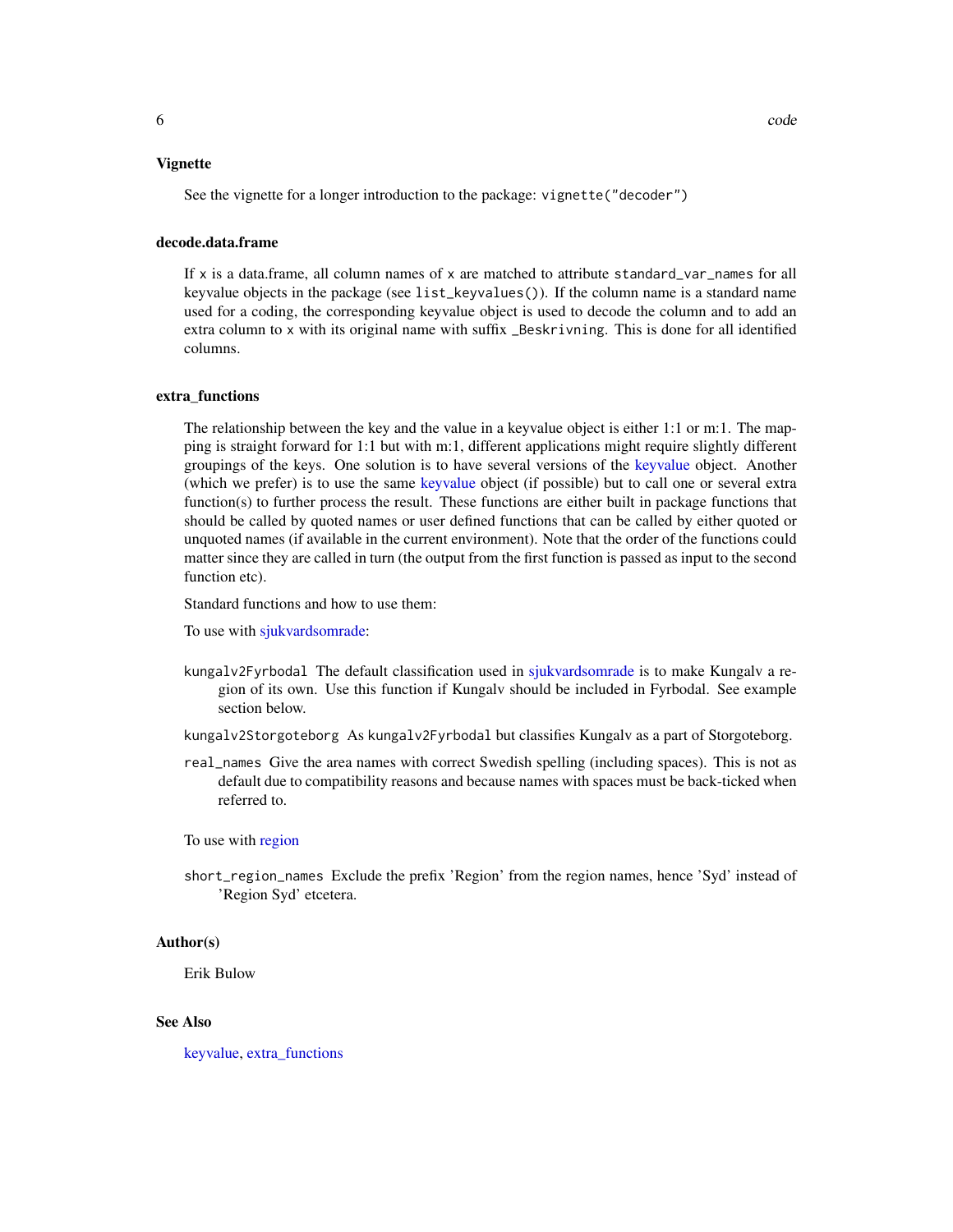## Vignette

See the vignette for a longer introduction to the package: `vignette("decoder")`

## decode.data.frame

If `x` is a data.frame, all column names of `x` are matched to attribute `standard_var_names` for all keyvalue objects in the package (see `list_keyvalues()`). If the column name is a standard name used for a coding, the corresponding keyvalue object is used to decode the column and to add an extra column to `x` with its original name with suffix `_Beskrivning`. This is done for all identified columns.

## extra_functions

The relationship between the key and the value in a keyvalue object is either 1:1 or m:1. The mapping is straight forward for 1:1 but with m:1, different applications might require slightly different groupings of the keys. One solution is to have several versions of the keyvalue object. Another (which we prefer) is to use the same keyvalue object (if possible) but to call one or several extra function(s) to further process the result. These functions are either built in package functions that should be called by quoted names or user defined functions that can be called by either quoted or unquoted names (if available in the current environment). Note that the order of the functions could matter since they are called in turn (the output from the first function is passed as input to the second function etc).

Standard functions and how to use them:

To use with sjukvardsomrade:

- `kungalv2Fyrbodal` The default classification used in sjukvardsomrade is to make Kungalv a region of its own. Use this function if Kungalv should be included in Fyrbodal. See example section below.
- `kungalv2Storgoteborg` As `kungalv2Fyrbodal` but classifies Kungalv as a part of Storgoteborg.
- `real_names` Give the area names with correct Swedish spelling (including spaces). This is not as default due to compatibility reasons and because names with spaces must be back-ticked when referred to.

To use with region

- `short_region_names` Exclude the prefix 'Region' from the region names, hence 'Syd' instead of 'Region Syd' etcetera.

## Author(s)

Erik Bulow

## See Also

keyvalue, extra_functions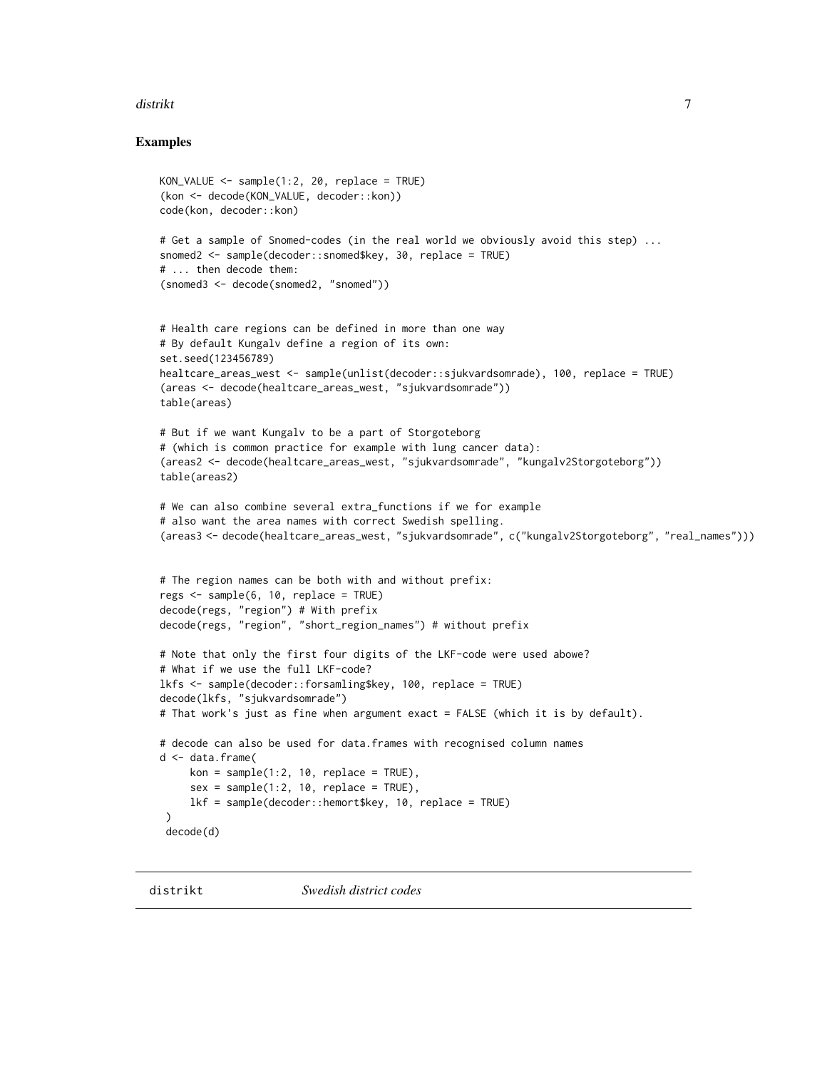### Examples

```
KON_VALUE <- sample(1:2, 20, replace = TRUE)
(kon <- decode(KON_VALUE, decoder::kon))
code(kon, decoder::kon)

# Get a sample of Snomed-codes (in the real world we obviously avoid this step) ...
snomed2 <- sample(decoder::snomed$key, 30, replace = TRUE)
# ... then decode them:
(snomed3 <- decode(snomed2, "snomed"))


# Health care regions can be defined in more than one way
# By default Kungalv define a region of its own:
set.seed(123456789)
healtcare_areas_west <- sample(unlist(decoder::sjukvardsomrade), 100, replace = TRUE)
(areas <- decode(healtcare_areas_west, "sjukvardsomrade"))
table(areas)

# But if we want Kungalv to be a part of Storgoteborg
# (which is common practice for example with lung cancer data):
(areas2 <- decode(healtcare_areas_west, "sjukvardsomrade", "kungalv2Storgoteborg"))
table(areas2)

# We can also combine several extra_functions if we for example
# also want the area names with correct Swedish spelling.
(areas3 <- decode(healtcare_areas_west, "sjukvardsomrade", c("kungalv2Storgoteborg", "real_names")))


# The region names can be both with and without prefix:
regs <- sample(6, 10, replace = TRUE)
decode(regs, "region") # With prefix
decode(regs, "region", "short_region_names") # without prefix

# Note that only the first four digits of the LKF-code were used abowe?
# What if we use the full LKF-code?
lkfs <- sample(decoder::forsamling$key, 100, replace = TRUE)
decode(lkfs, "sjukvardsomrade")
# That work's just as fine when argument exact = FALSE (which it is by default).

# decode can also be used for data.frames with recognised column names
d <- data.frame(
     kon = sample(1:2, 10, replace = TRUE),
     sex = sample(1:2, 10, replace = TRUE),
     lkf = sample(decoder::hemort$key, 10, replace = TRUE)
 )
 decode(d)
```

## distrikt    *Swedish district codes*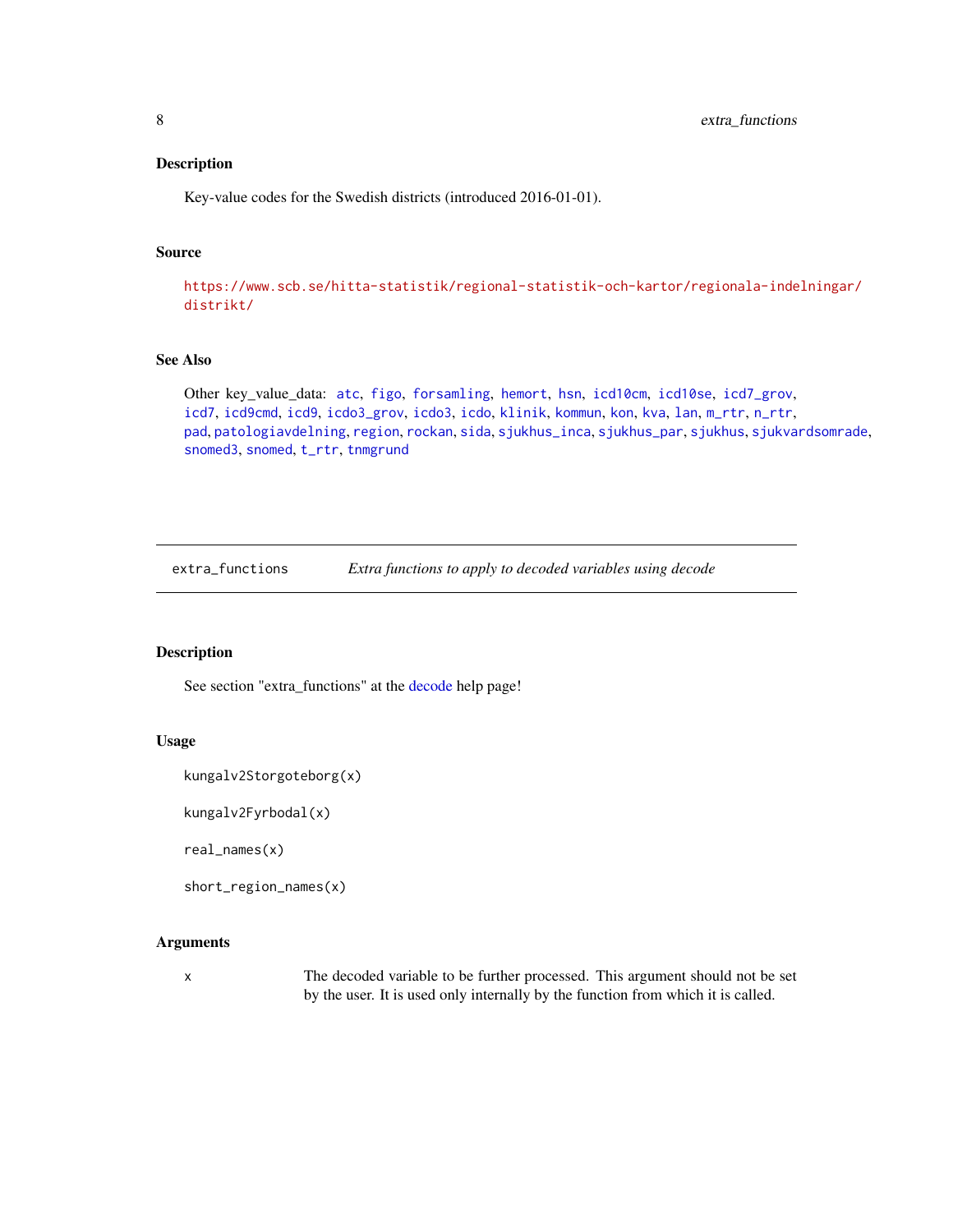### Description

Key-value codes for the Swedish districts (introduced 2016-01-01).

### Source

https://www.scb.se/hitta-statistik/regional-statistik-och-kartor/regionala-indelningar/distrikt/

### See Also

Other key_value_data: atc, figo, forsamling, hemort, hsn, icd10cm, icd10se, icd7_grov, icd7, icd9cmd, icd9, icdo3_grov, icdo3, icdo, klinik, kommun, kon, kva, lan, m_rtr, n_rtr, pad, patologiavdelning, region, rockan, sida, sjukhus_inca, sjukhus_par, sjukhus, sjukvardsomrade, snomed3, snomed, t_rtr, tnmgrund

---

## extra_functions — *Extra functions to apply to decoded variables using decode*

### Description

See section "extra_functions" at the decode help page!

### Usage

```
kungalv2Storgoteborg(x)

kungalv2Fyrbodal(x)

real_names(x)

short_region_names(x)
```

### Arguments

| | |
|---|---|
| x | The decoded variable to be further processed. This argument should not be set by the user. It is used only internally by the function from which it is called. |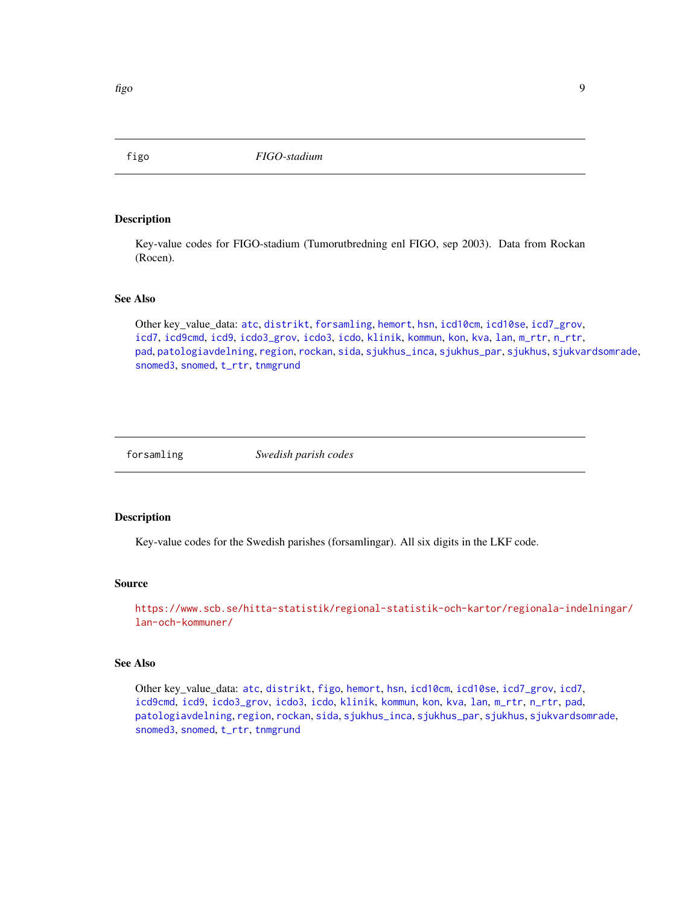## figo — *FIGO-stadium*

### Description

Key-value codes for FIGO-stadium (Tumorutbredning enl FIGO, sep 2003). Data from Rockan (Rocen).

### See Also

Other key_value_data: `atc`, `distrikt`, `forsamling`, `hemort`, `hsn`, `icd10cm`, `icd10se`, `icd7_grov`, `icd7`, `icd9cmd`, `icd9`, `icdo3_grov`, `icdo3`, `icdo`, `klinik`, `kommun`, `kon`, `kva`, `lan`, `m_rtr`, `n_rtr`, `pad`, `patologiavdelning`, `region`, `rockan`, `sida`, `sjukhus_inca`, `sjukhus_par`, `sjukhus`, `sjukvardsomrade`, `snomed3`, `snomed`, `t_rtr`, `tnmgrund`

## forsamling — *Swedish parish codes*

### Description

Key-value codes for the Swedish parishes (forsamlingar). All six digits in the LKF code.

### Source

https://www.scb.se/hitta-statistik/regional-statistik-och-kartor/regionala-indelningar/lan-och-kommuner/

### See Also

Other key_value_data: `atc`, `distrikt`, `figo`, `hemort`, `hsn`, `icd10cm`, `icd10se`, `icd7_grov`, `icd7`, `icd9cmd`, `icd9`, `icdo3_grov`, `icdo3`, `icdo`, `klinik`, `kommun`, `kon`, `kva`, `lan`, `m_rtr`, `n_rtr`, `pad`, `patologiavdelning`, `region`, `rockan`, `sida`, `sjukhus_inca`, `sjukhus_par`, `sjukhus`, `sjukvardsomrade`, `snomed3`, `snomed`, `t_rtr`, `tnmgrund`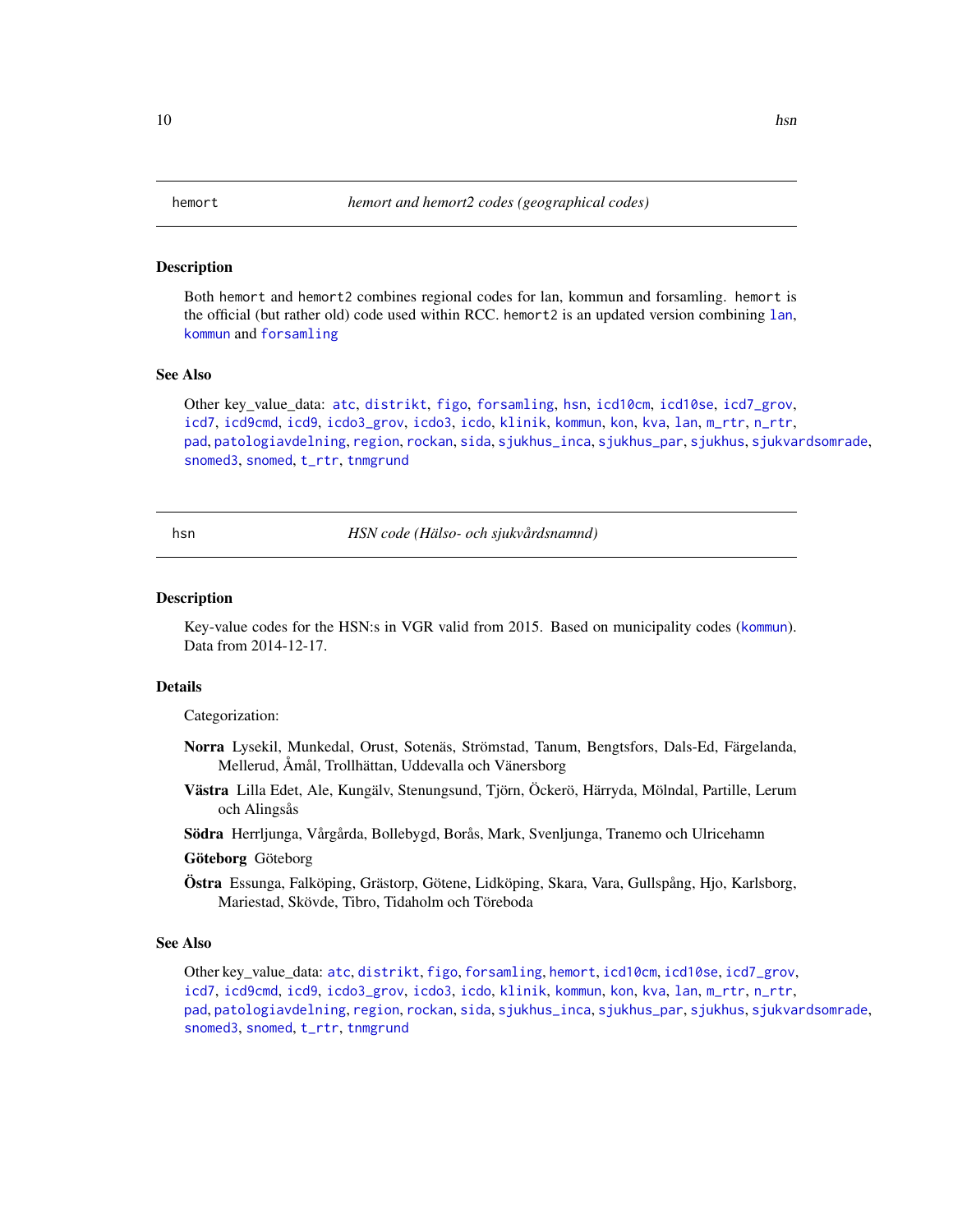## hemort — *hemort and hemort2 codes (geographical codes)*

### Description

Both `hemort` and `hemort2` combines regional codes for lan, kommun and forsamling. `hemort` is the official (but rather old) code used within RCC. `hemort2` is an updated version combining `lan`, `kommun` and `forsamling`

### See Also

Other key_value_data: `atc`, `distrikt`, `figo`, `forsamling`, `hsn`, `icd10cm`, `icd10se`, `icd7_grov`, `icd7`, `icd9cmd`, `icd9`, `icdo3_grov`, `icdo3`, `icdo`, `klinik`, `kommun`, `kon`, `kva`, `lan`, `m_rtr`, `n_rtr`, `pad`, `patologiavdelning`, `region`, `rockan`, `sida`, `sjukhus_inca`, `sjukhus_par`, `sjukhus`, `sjukvardsomrade`, `snomed3`, `snomed`, `t_rtr`, `tnmgrund`

## hsn — *HSN code (Hälso- och sjukvårdsnamnd)*

### Description

Key-value codes for the HSN:s in VGR valid from 2015. Based on municipality codes (`kommun`). Data from 2014-12-17.

### Details

Categorization:

**Norra** Lysekil, Munkedal, Orust, Sotenäs, Strömstad, Tanum, Bengtsfors, Dals-Ed, Färgelanda, Mellerud, Åmål, Trollhättan, Uddevalla och Vänersborg

**Västra** Lilla Edet, Ale, Kungälv, Stenungsund, Tjörn, Öckerö, Härryda, Mölndal, Partille, Lerum och Alingsås

**Södra** Herrljunga, Vårgårda, Bollebygd, Borås, Mark, Svenljunga, Tranemo och Ulricehamn

**Göteborg** Göteborg

**Östra** Essunga, Falköping, Grästorp, Götene, Lidköping, Skara, Vara, Gullspång, Hjo, Karlsborg, Mariestad, Skövde, Tibro, Tidaholm och Töreboda

### See Also

Other key_value_data: `atc`, `distrikt`, `figo`, `forsamling`, `hemort`, `icd10cm`, `icd10se`, `icd7_grov`, `icd7`, `icd9cmd`, `icd9`, `icdo3_grov`, `icdo3`, `icdo`, `klinik`, `kommun`, `kon`, `kva`, `lan`, `m_rtr`, `n_rtr`, `pad`, `patologiavdelning`, `region`, `rockan`, `sida`, `sjukhus_inca`, `sjukhus_par`, `sjukhus`, `sjukvardsomrade`, `snomed3`, `snomed`, `t_rtr`, `tnmgrund`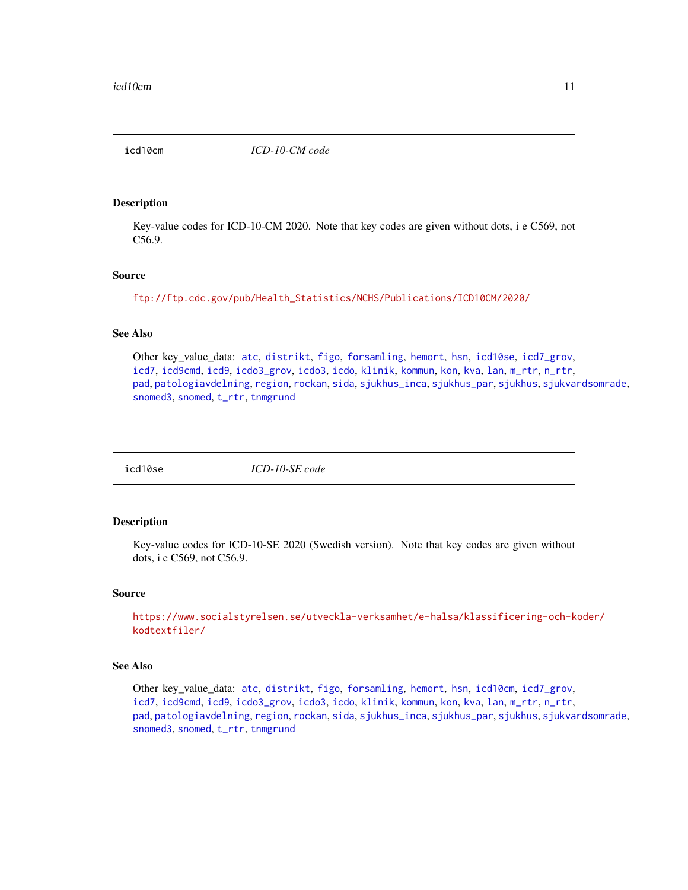## icd10cm — *ICD-10-CM code*

### Description

Key-value codes for ICD-10-CM 2020. Note that key codes are given without dots, i e C569, not C56.9.

### Source

ftp://ftp.cdc.gov/pub/Health_Statistics/NCHS/Publications/ICD10CM/2020/

### See Also

Other key_value_data: atc, distrikt, figo, forsamling, hemort, hsn, icd10se, icd7_grov, icd7, icd9cmd, icd9, icdo3_grov, icdo3, icdo, klinik, kommun, kon, kva, lan, m_rtr, n_rtr, pad, patologiavdelning, region, rockan, sida, sjukhus_inca, sjukhus_par, sjukhus, sjukvardsomrade, snomed3, snomed, t_rtr, tnmgrund

## icd10se — *ICD-10-SE code*

### Description

Key-value codes for ICD-10-SE 2020 (Swedish version). Note that key codes are given without dots, i e C569, not C56.9.

### Source

https://www.socialstyrelsen.se/utveckla-verksamhet/e-halsa/klassificering-och-koder/kodtextfiler/

### See Also

Other key_value_data: atc, distrikt, figo, forsamling, hemort, hsn, icd10cm, icd7_grov, icd7, icd9cmd, icd9, icdo3_grov, icdo3, icdo, klinik, kommun, kon, kva, lan, m_rtr, n_rtr, pad, patologiavdelning, region, rockan, sida, sjukhus_inca, sjukhus_par, sjukhus, sjukvardsomrade, snomed3, snomed, t_rtr, tnmgrund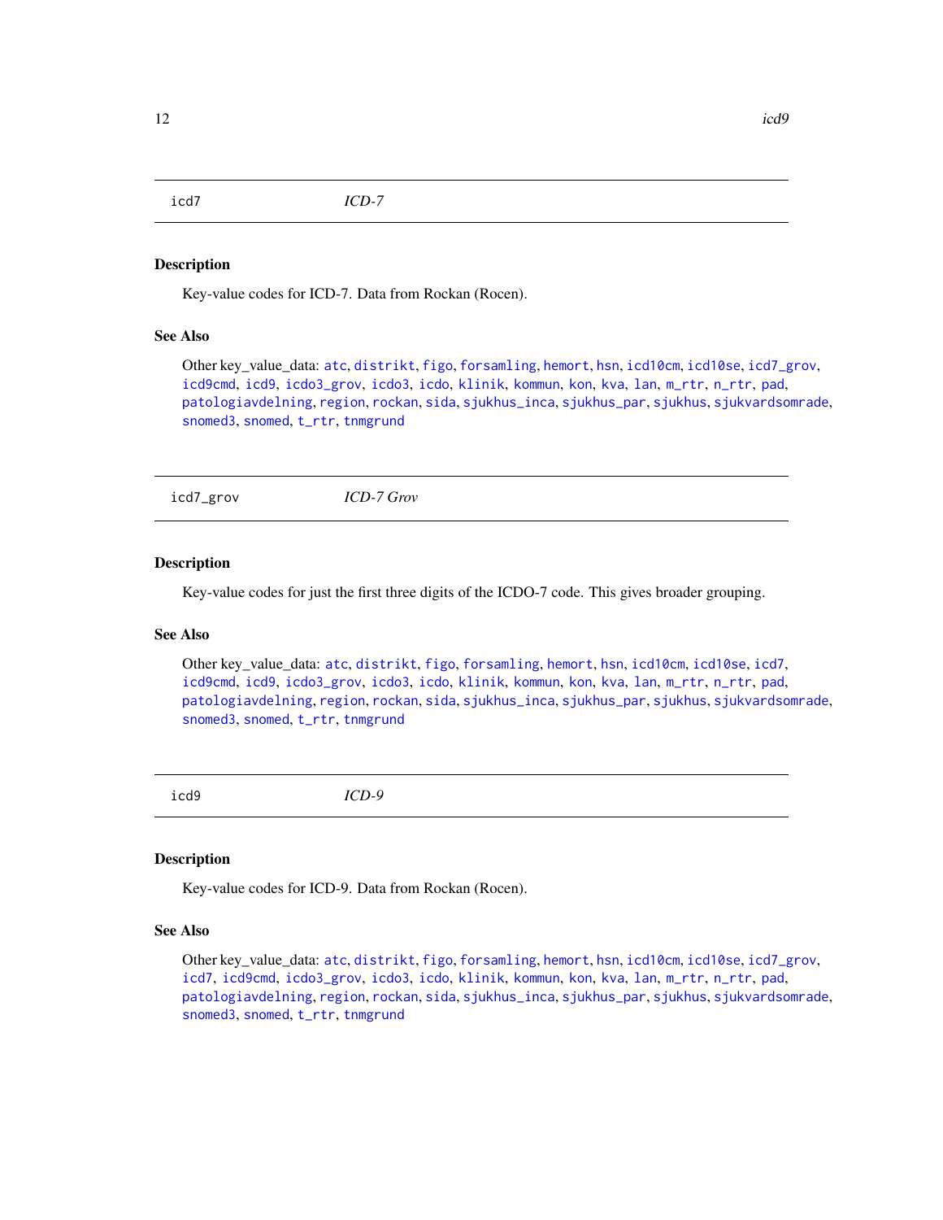## icd7 — *ICD-7*

### Description

Key-value codes for ICD-7. Data from Rockan (Rocen).

### See Also

Other key_value_data: atc, distrikt, figo, forsamling, hemort, hsn, icd10cm, icd10se, icd7_grov, icd9cmd, icd9, icdo3_grov, icdo3, icdo, klinik, kommun, kon, kva, lan, m_rtr, n_rtr, pad, patologiavdelning, region, rockan, sida, sjukhus_inca, sjukhus_par, sjukhus, sjukvardsomrade, snomed3, snomed, t_rtr, tnmgrund

## icd7_grov — *ICD-7 Grov*

### Description

Key-value codes for just the first three digits of the ICDO-7 code. This gives broader grouping.

### See Also

Other key_value_data: atc, distrikt, figo, forsamling, hemort, hsn, icd10cm, icd10se, icd7, icd9cmd, icd9, icdo3_grov, icdo3, icdo, klinik, kommun, kon, kva, lan, m_rtr, n_rtr, pad, patologiavdelning, region, rockan, sida, sjukhus_inca, sjukhus_par, sjukhus, sjukvardsomrade, snomed3, snomed, t_rtr, tnmgrund

## icd9 — *ICD-9*

### Description

Key-value codes for ICD-9. Data from Rockan (Rocen).

### See Also

Other key_value_data: atc, distrikt, figo, forsamling, hemort, hsn, icd10cm, icd10se, icd7_grov, icd7, icd9cmd, icdo3_grov, icdo3, icdo, klinik, kommun, kon, kva, lan, m_rtr, n_rtr, pad, patologiavdelning, region, rockan, sida, sjukhus_inca, sjukhus_par, sjukhus, sjukvardsomrade, snomed3, snomed, t_rtr, tnmgrund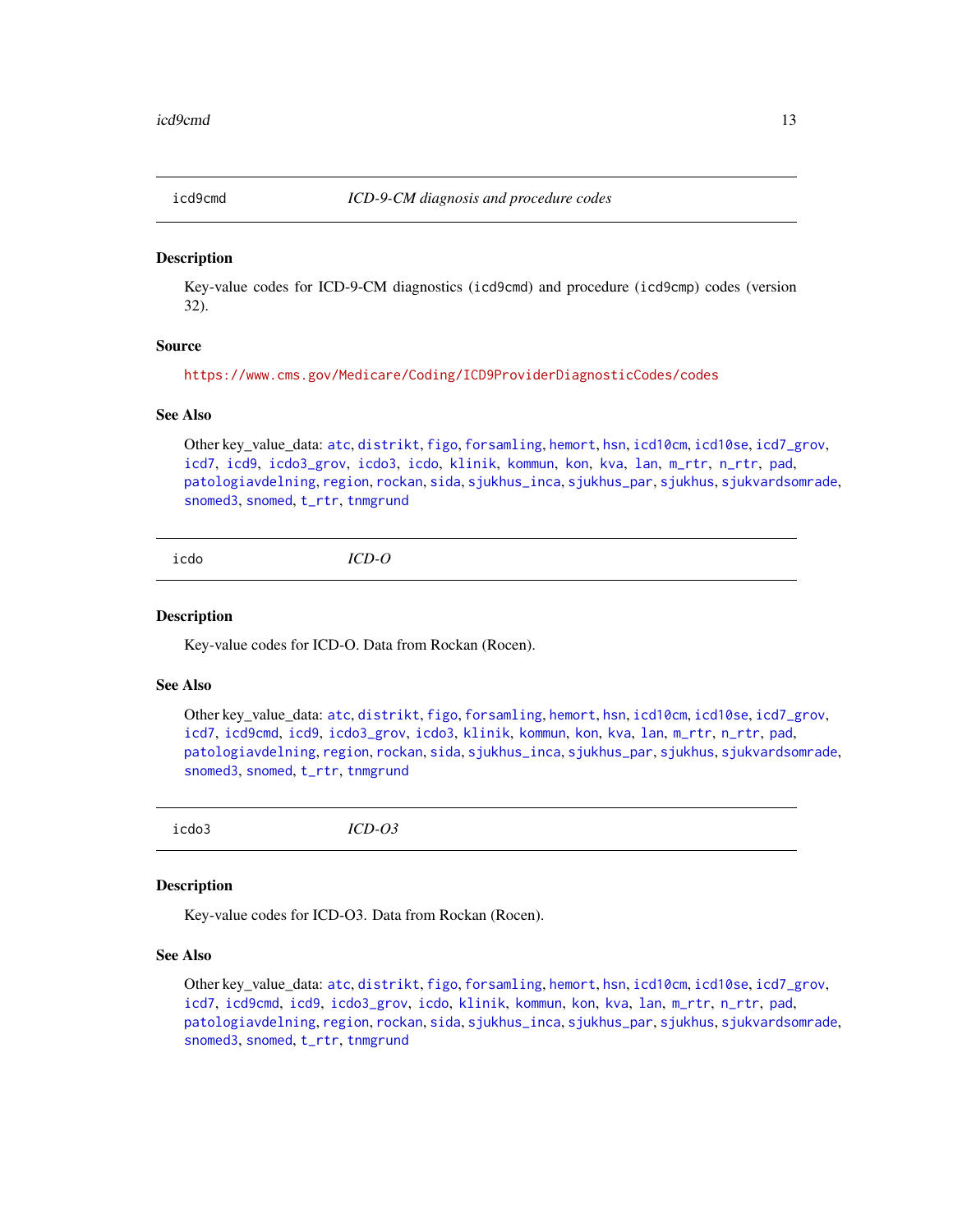## icd9cmd — *ICD-9-CM diagnosis and procedure codes*

### Description

Key-value codes for ICD-9-CM diagnostics (icd9cmd) and procedure (icd9cmp) codes (version 32).

### Source

https://www.cms.gov/Medicare/Coding/ICD9ProviderDiagnosticCodes/codes

### See Also

Other key_value_data: atc, distrikt, figo, forsamling, hemort, hsn, icd10cm, icd10se, icd7_grov, icd7, icd9, icdo3_grov, icdo3, icdo, klinik, kommun, kon, kva, lan, m_rtr, n_rtr, pad, patologiavdelning, region, rockan, sida, sjukhus_inca, sjukhus_par, sjukhus, sjukvardsomrade, snomed3, snomed, t_rtr, tnmgrund

## icdo — *ICD-O*

### Description

Key-value codes for ICD-O. Data from Rockan (Rocen).

### See Also

Other key_value_data: atc, distrikt, figo, forsamling, hemort, hsn, icd10cm, icd10se, icd7_grov, icd7, icd9cmd, icd9, icdo3_grov, icdo3, klinik, kommun, kon, kva, lan, m_rtr, n_rtr, pad, patologiavdelning, region, rockan, sida, sjukhus_inca, sjukhus_par, sjukhus, sjukvardsomrade, snomed3, snomed, t_rtr, tnmgrund

## icdo3 — *ICD-O3*

### Description

Key-value codes for ICD-O3. Data from Rockan (Rocen).

### See Also

Other key_value_data: atc, distrikt, figo, forsamling, hemort, hsn, icd10cm, icd10se, icd7_grov, icd7, icd9cmd, icd9, icdo3_grov, icdo, klinik, kommun, kon, kva, lan, m_rtr, n_rtr, pad, patologiavdelning, region, rockan, sida, sjukhus_inca, sjukhus_par, sjukhus, sjukvardsomrade, snomed3, snomed, t_rtr, tnmgrund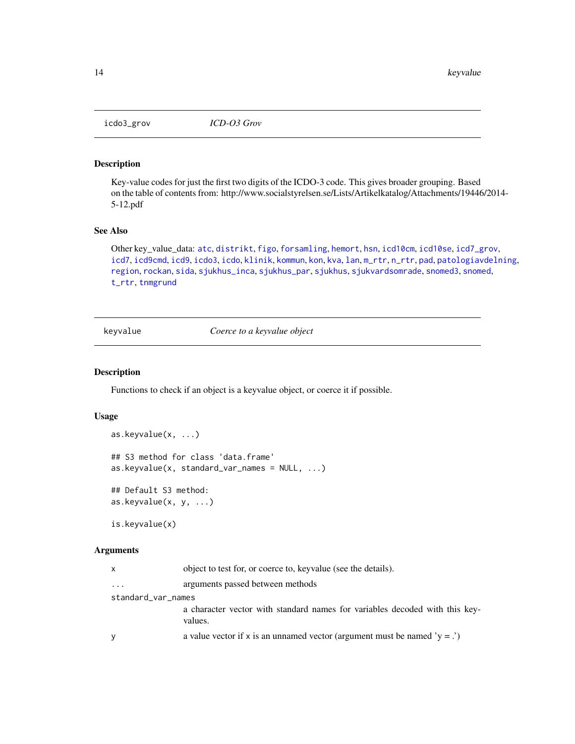## icdo3_grov — *ICD-O3 Grov*

### Description

Key-value codes for just the first two digits of the ICDO-3 code. This gives broader grouping. Based on the table of contents from: http://www.socialstyrelsen.se/Lists/Artikelkatalog/Attachments/19446/2014-5-12.pdf

### See Also

Other key_value_data: atc, distrikt, figo, forsamling, hemort, hsn, icd10cm, icd10se, icd7_grov, icd7, icd9cmd, icd9, icdo3, icdo, klinik, kommun, kon, kva, lan, m_rtr, n_rtr, pad, patologiavdelning, region, rockan, sida, sjukhus_inca, sjukhus_par, sjukhus, sjukvardsomrade, snomed3, snomed, t_rtr, tnmgrund

## keyvalue — *Coerce to a keyvalue object*

### Description

Functions to check if an object is a keyvalue object, or coerce it if possible.

### Usage

```
as.keyvalue(x, ...)

## S3 method for class 'data.frame'
as.keyvalue(x, standard_var_names = NULL, ...)

## Default S3 method:
as.keyvalue(x, y, ...)

is.keyvalue(x)
```

### Arguments

| | |
|---|---|
| x | object to test for, or coerce to, keyvalue (see the details). |
| ... | arguments passed between methods |
| standard_var_names | a character vector with standard names for variables decoded with this keyvalues. |
| y | a value vector if x is an unnamed vector (argument must be named 'y = .') |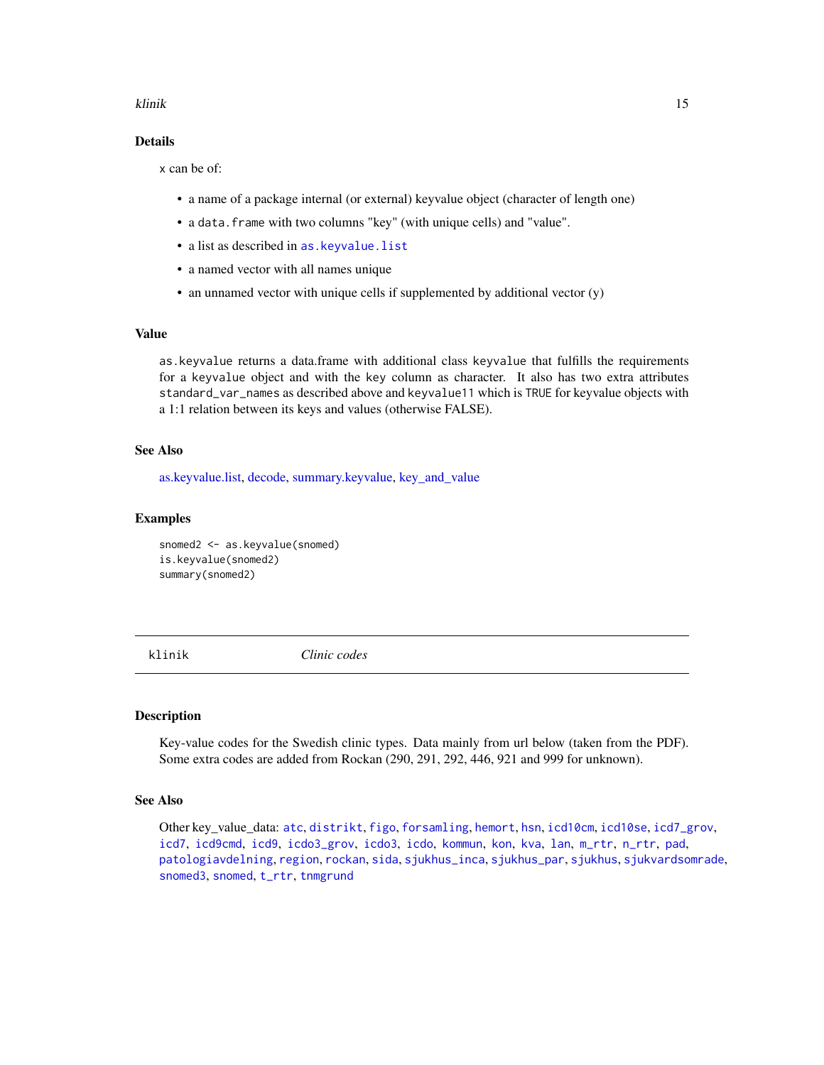### Details

x can be of:

- a name of a package internal (or external) keyvalue object (character of length one)
- a data.frame with two columns "key" (with unique cells) and "value".
- a list as described in as.keyvalue.list
- a named vector with all names unique
- an unnamed vector with unique cells if supplemented by additional vector (y)

### Value

as.keyvalue returns a data.frame with additional class keyvalue that fulfills the requirements for a keyvalue object and with the key column as character. It also has two extra attributes standard_var_names as described above and keyvalue11 which is TRUE for keyvalue objects with a 1:1 relation between its keys and values (otherwise FALSE).

### See Also

as.keyvalue.list, decode, summary.keyvalue, key_and_value

### Examples

```
snomed2 <- as.keyvalue(snomed)
is.keyvalue(snomed2)
summary(snomed2)
```

---

## klinik *Clinic codes*

### Description

Key-value codes for the Swedish clinic types. Data mainly from url below (taken from the PDF). Some extra codes are added from Rockan (290, 291, 292, 446, 921 and 999 for unknown).

### See Also

Other key_value_data: atc, distrikt, figo, forsamling, hemort, hsn, icd10cm, icd10se, icd7_grov, icd7, icd9cmd, icd9, icdo3_grov, icdo3, icdo, kommun, kon, kva, lan, m_rtr, n_rtr, pad, patologiavdelning, region, rockan, sida, sjukhus_inca, sjukhus_par, sjukhus, sjukvardsomrade, snomed3, snomed, t_rtr, tnmgrund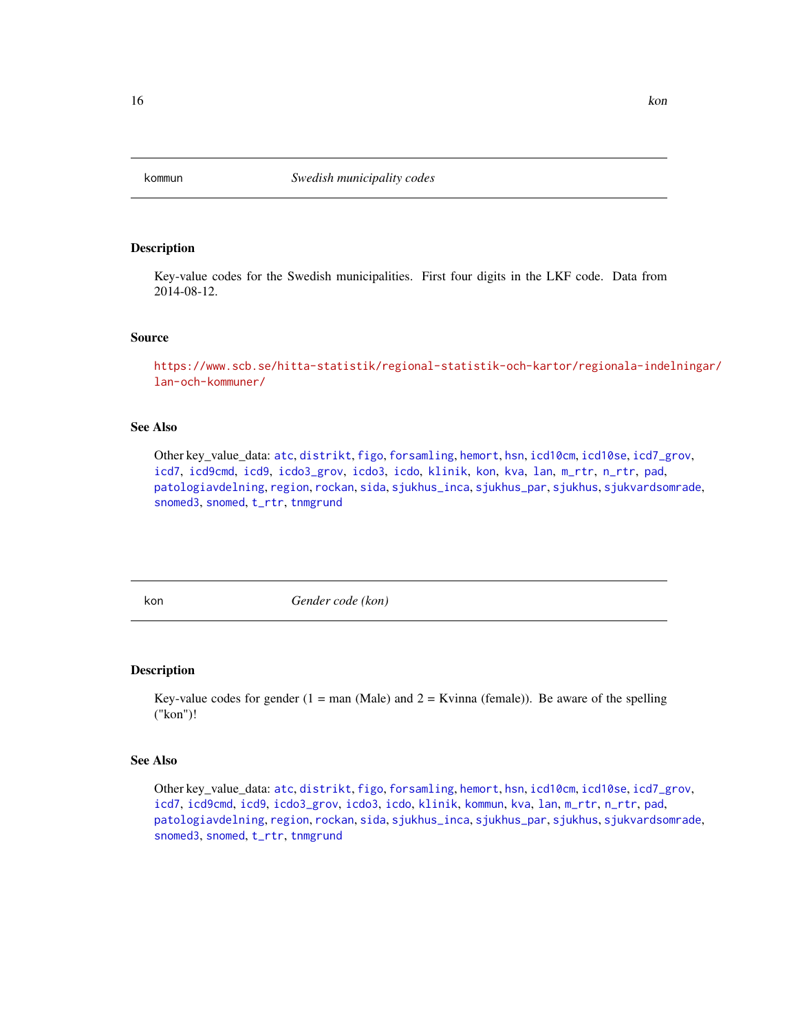## kommun — *Swedish municipality codes*

### Description

Key-value codes for the Swedish municipalities. First four digits in the LKF code. Data from 2014-08-12.

### Source

https://www.scb.se/hitta-statistik/regional-statistik-och-kartor/regionala-indelningar/lan-och-kommuner/

### See Also

Other key_value_data: atc, distrikt, figo, forsamling, hemort, hsn, icd10cm, icd10se, icd7_grov, icd7, icd9cmd, icd9, icdo3_grov, icdo3, icdo, klinik, kon, kva, lan, m_rtr, n_rtr, pad, patologiavdelning, region, rockan, sida, sjukhus_inca, sjukhus_par, sjukhus, sjukvardsomrade, snomed3, snomed, t_rtr, tnmgrund

## kon — *Gender code (kon)*

### Description

Key-value codes for gender (1 = man (Male) and 2 = Kvinna (female)). Be aware of the spelling ("kon")!

### See Also

Other key_value_data: atc, distrikt, figo, forsamling, hemort, hsn, icd10cm, icd10se, icd7_grov, icd7, icd9cmd, icd9, icdo3_grov, icdo3, icdo, klinik, kommun, kva, lan, m_rtr, n_rtr, pad, patologiavdelning, region, rockan, sida, sjukhus_inca, sjukhus_par, sjukhus, sjukvardsomrade, snomed3, snomed, t_rtr, tnmgrund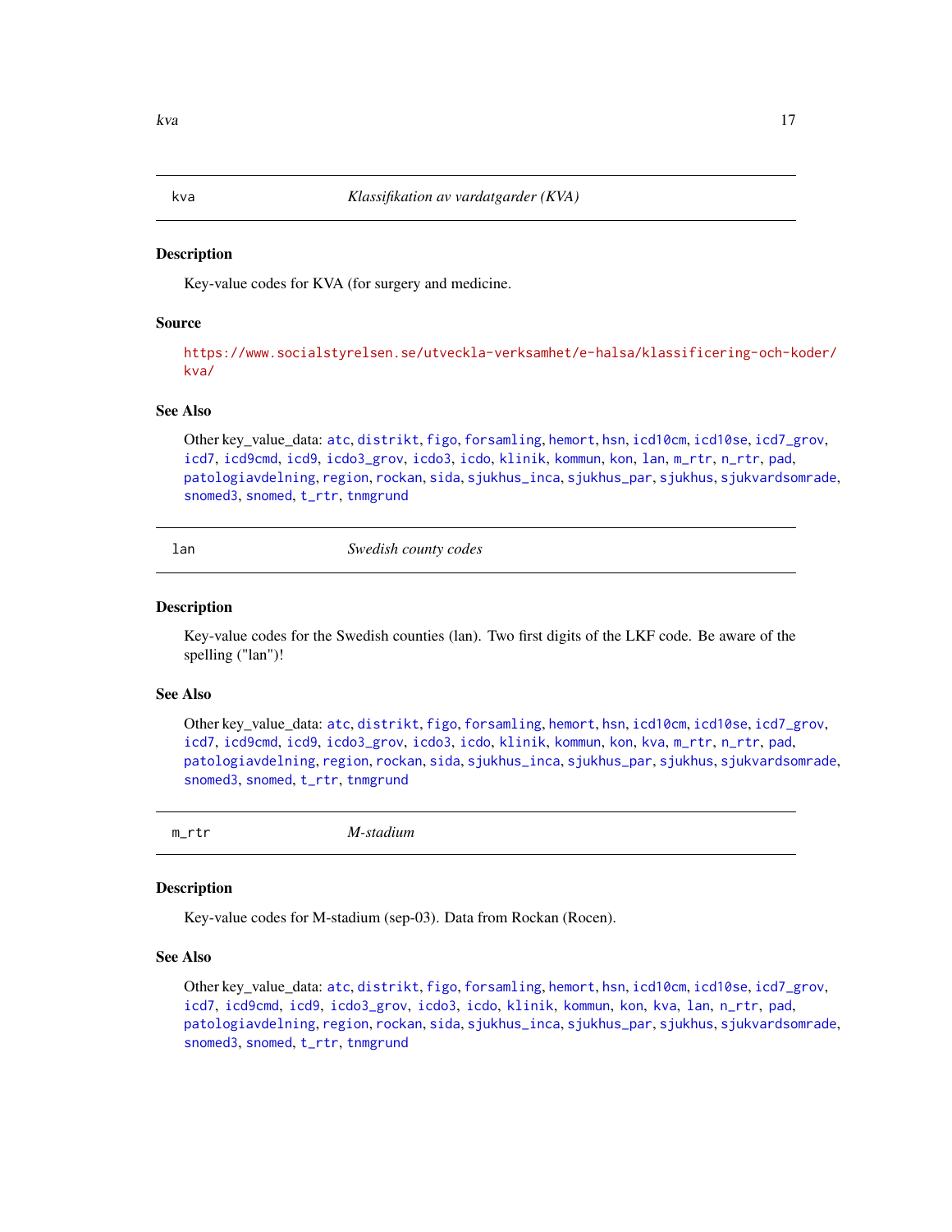## kva — *Klassifikation av vardatgarder (KVA)*

### Description

Key-value codes for KVA (for surgery and medicine.

### Source

https://www.socialstyrelsen.se/utveckla-verksamhet/e-halsa/klassificering-och-koder/kva/

### See Also

Other key_value_data: atc, distrikt, figo, forsamling, hemort, hsn, icd10cm, icd10se, icd7_grov, icd7, icd9cmd, icd9, icdo3_grov, icdo3, icdo, klinik, kommun, kon, lan, m_rtr, n_rtr, pad, patologiavdelning, region, rockan, sida, sjukhus_inca, sjukhus_par, sjukhus, sjukvardsomrade, snomed3, snomed, t_rtr, tnmgrund

## lan — *Swedish county codes*

### Description

Key-value codes for the Swedish counties (lan). Two first digits of the LKF code. Be aware of the spelling ("lan")!

### See Also

Other key_value_data: atc, distrikt, figo, forsamling, hemort, hsn, icd10cm, icd10se, icd7_grov, icd7, icd9cmd, icd9, icdo3_grov, icdo3, icdo, klinik, kommun, kon, kva, m_rtr, n_rtr, pad, patologiavdelning, region, rockan, sida, sjukhus_inca, sjukhus_par, sjukhus, sjukvardsomrade, snomed3, snomed, t_rtr, tnmgrund

## m_rtr — *M-stadium*

### Description

Key-value codes for M-stadium (sep-03). Data from Rockan (Rocen).

### See Also

Other key_value_data: atc, distrikt, figo, forsamling, hemort, hsn, icd10cm, icd10se, icd7_grov, icd7, icd9cmd, icd9, icdo3_grov, icdo3, icdo, klinik, kommun, kon, kva, lan, n_rtr, pad, patologiavdelning, region, rockan, sida, sjukhus_inca, sjukhus_par, sjukhus, sjukvardsomrade, snomed3, snomed, t_rtr, tnmgrund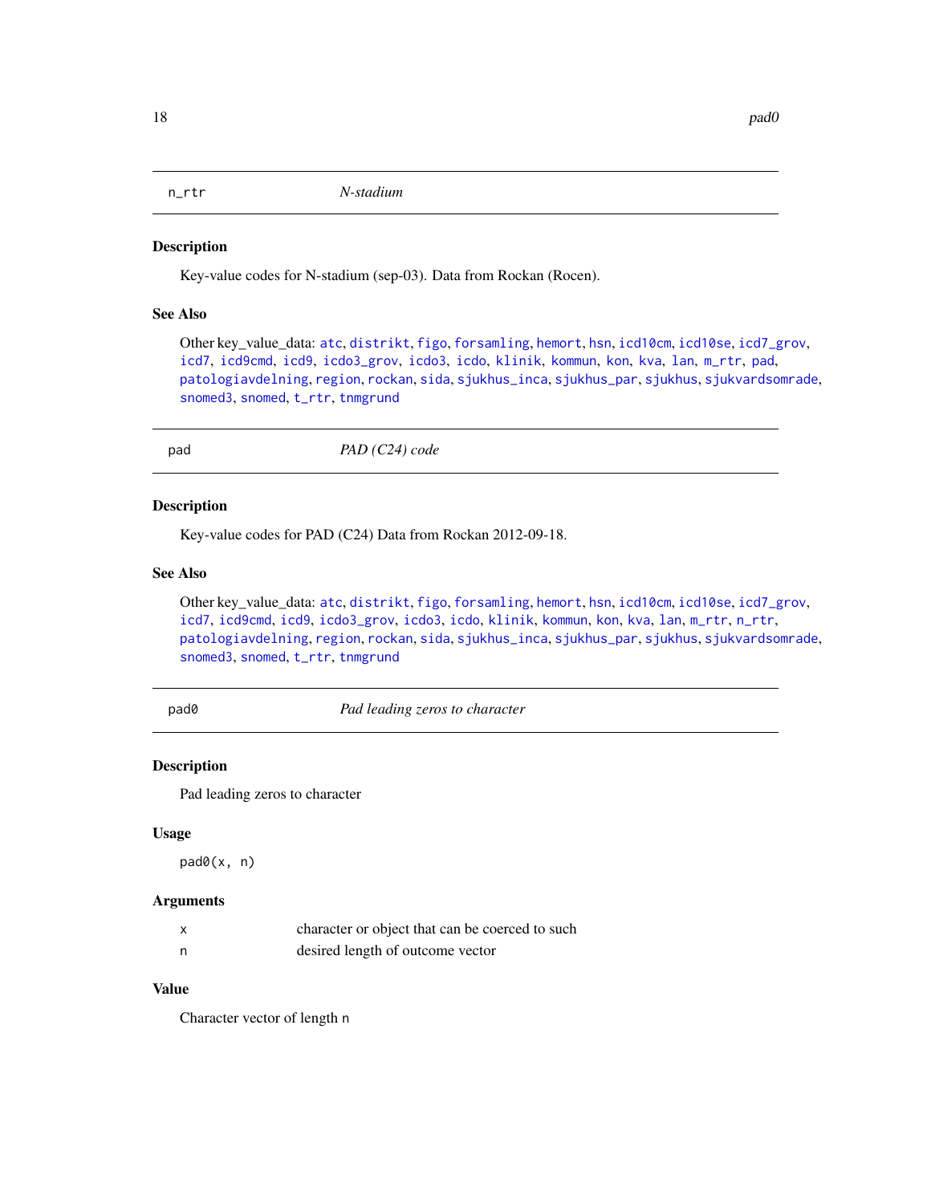## n_rtr *N-stadium*

### Description

Key-value codes for N-stadium (sep-03). Data from Rockan (Rocen).

### See Also

Other key_value_data: atc, distrikt, figo, forsamling, hemort, hsn, icd10cm, icd10se, icd7_grov, icd7, icd9cmd, icd9, icdo3_grov, icdo3, icdo, klinik, kommun, kon, kva, lan, m_rtr, pad, patologiavdelning, region, rockan, sida, sjukhus_inca, sjukhus_par, sjukhus, sjukvardsomrade, snomed3, snomed, t_rtr, tnmgrund

## pad *PAD (C24) code*

### Description

Key-value codes for PAD (C24) Data from Rockan 2012-09-18.

### See Also

Other key_value_data: atc, distrikt, figo, forsamling, hemort, hsn, icd10cm, icd10se, icd7_grov, icd7, icd9cmd, icd9, icdo3_grov, icdo3, icdo, klinik, kommun, kon, kva, lan, m_rtr, n_rtr, patologiavdelning, region, rockan, sida, sjukhus_inca, sjukhus_par, sjukhus, sjukvardsomrade, snomed3, snomed, t_rtr, tnmgrund

## pad0 *Pad leading zeros to character*

### Description

Pad leading zeros to character

### Usage

```
pad0(x, n)
```

### Arguments

| | |
|---|---|
| x | character or object that can be coerced to such |
| n | desired length of outcome vector |

### Value

Character vector of length `n`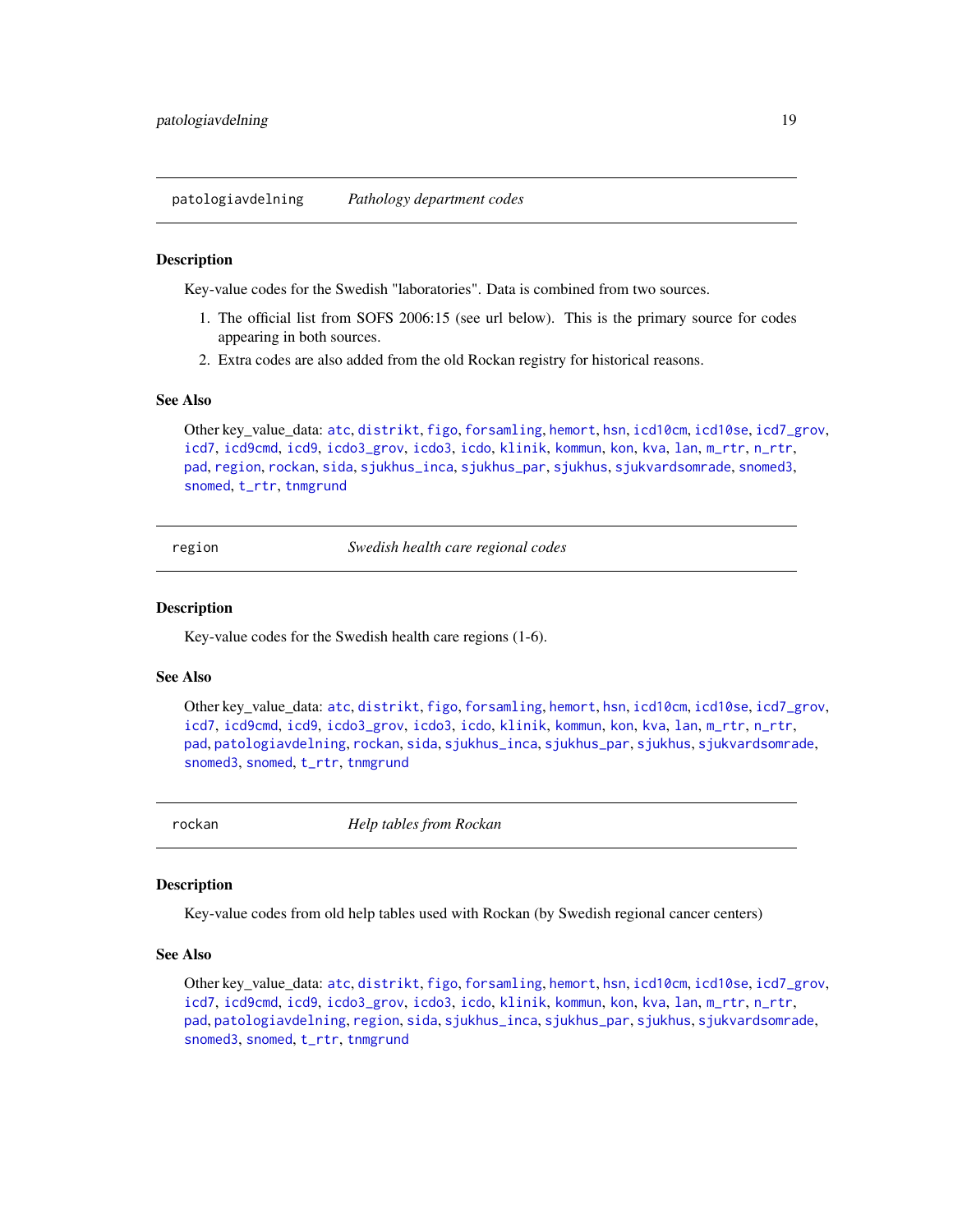## patologiavdelning — *Pathology department codes*

### Description

Key-value codes for the Swedish "laboratories". Data is combined from two sources.

1. The official list from SOFS 2006:15 (see url below). This is the primary source for codes appearing in both sources.
2. Extra codes are also added from the old Rockan registry for historical reasons.

### See Also

Other key_value_data: atc, distrikt, figo, forsamling, hemort, hsn, icd10cm, icd10se, icd7_grov, icd7, icd9cmd, icd9, icdo3_grov, icdo3, icdo, klinik, kommun, kon, kva, lan, m_rtr, n_rtr, pad, region, rockan, sida, sjukhus_inca, sjukhus_par, sjukhus, sjukvardsomrade, snomed3, snomed, t_rtr, tnmgrund

## region — *Swedish health care regional codes*

### Description

Key-value codes for the Swedish health care regions (1-6).

### See Also

Other key_value_data: atc, distrikt, figo, forsamling, hemort, hsn, icd10cm, icd10se, icd7_grov, icd7, icd9cmd, icd9, icdo3_grov, icdo3, icdo, klinik, kommun, kon, kva, lan, m_rtr, n_rtr, pad, patologiavdelning, rockan, sida, sjukhus_inca, sjukhus_par, sjukhus, sjukvardsomrade, snomed3, snomed, t_rtr, tnmgrund

## rockan — *Help tables from Rockan*

### Description

Key-value codes from old help tables used with Rockan (by Swedish regional cancer centers)

### See Also

Other key_value_data: atc, distrikt, figo, forsamling, hemort, hsn, icd10cm, icd10se, icd7_grov, icd7, icd9cmd, icd9, icdo3_grov, icdo3, icdo, klinik, kommun, kon, kva, lan, m_rtr, n_rtr, pad, patologiavdelning, region, sida, sjukhus_inca, sjukhus_par, sjukhus, sjukvardsomrade, snomed3, snomed, t_rtr, tnmgrund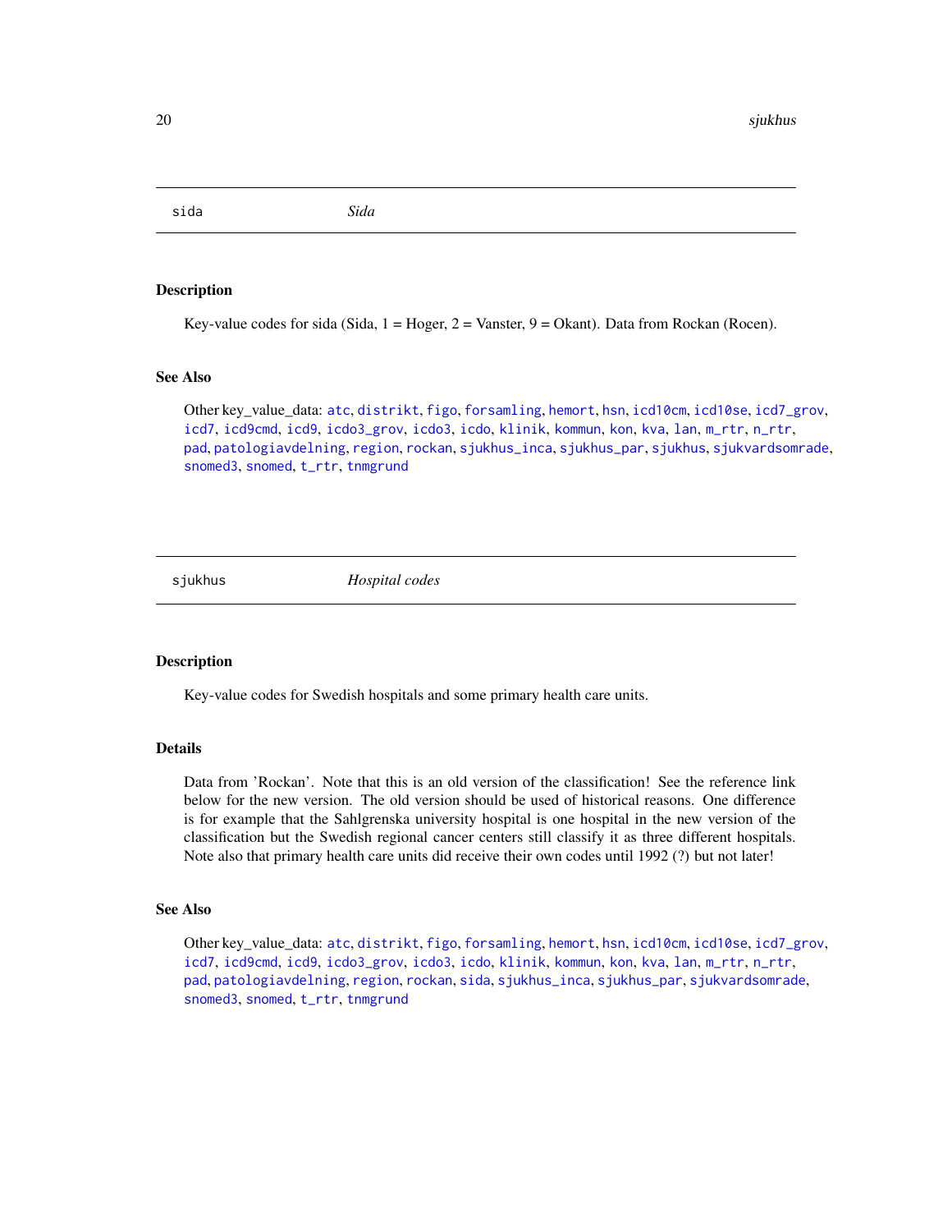## sida *Sida*

### Description

Key-value codes for sida (Sida, 1 = Hoger, 2 = Vanster, 9 = Okant). Data from Rockan (Rocen).

### See Also

Other key_value_data: atc, distrikt, figo, forsamling, hemort, hsn, icd10cm, icd10se, icd7_grov, icd7, icd9cmd, icd9, icdo3_grov, icdo3, icdo, klinik, kommun, kon, kva, lan, m_rtr, n_rtr, pad, patologiavdelning, region, rockan, sjukhus_inca, sjukhus_par, sjukhus, sjukvardsomrade, snomed3, snomed, t_rtr, tnmgrund

## sjukhus *Hospital codes*

### Description

Key-value codes for Swedish hospitals and some primary health care units.

### Details

Data from 'Rockan'. Note that this is an old version of the classification! See the reference link below for the new version. The old version should be used of historical reasons. One difference is for example that the Sahlgrenska university hospital is one hospital in the new version of the classification but the Swedish regional cancer centers still classify it as three different hospitals. Note also that primary health care units did receive their own codes until 1992 (?) but not later!

### See Also

Other key_value_data: atc, distrikt, figo, forsamling, hemort, hsn, icd10cm, icd10se, icd7_grov, icd7, icd9cmd, icd9, icdo3_grov, icdo3, icdo, klinik, kommun, kon, kva, lan, m_rtr, n_rtr, pad, patologiavdelning, region, rockan, sida, sjukhus_inca, sjukhus_par, sjukvardsomrade, snomed3, snomed, t_rtr, tnmgrund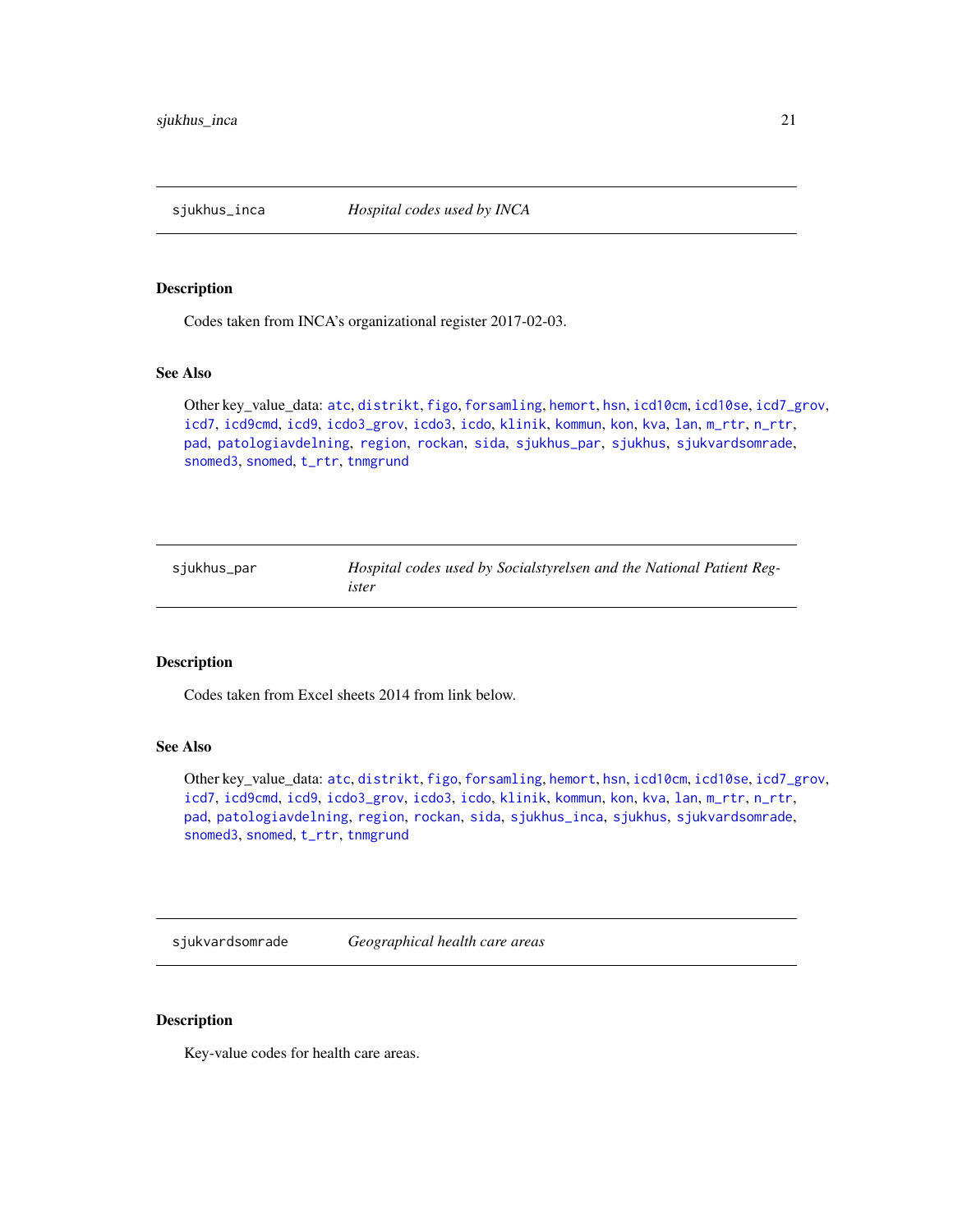## sjukhus_inca — *Hospital codes used by INCA*

### Description

Codes taken from INCA's organizational register 2017-02-03.

### See Also

Other key_value_data: atc, distrikt, figo, forsamling, hemort, hsn, icd10cm, icd10se, icd7_grov, icd7, icd9cmd, icd9, icdo3_grov, icdo3, icdo, klinik, kommun, kon, kva, lan, m_rtr, n_rtr, pad, patologiavdelning, region, rockan, sida, sjukhus_par, sjukhus, sjukvardsomrade, snomed3, snomed, t_rtr, tnmgrund

## sjukhus_par — *Hospital codes used by Socialstyrelsen and the National Patient Register*

### Description

Codes taken from Excel sheets 2014 from link below.

### See Also

Other key_value_data: atc, distrikt, figo, forsamling, hemort, hsn, icd10cm, icd10se, icd7_grov, icd7, icd9cmd, icd9, icdo3_grov, icdo3, icdo, klinik, kommun, kon, kva, lan, m_rtr, n_rtr, pad, patologiavdelning, region, rockan, sida, sjukhus_inca, sjukhus, sjukvardsomrade, snomed3, snomed, t_rtr, tnmgrund

## sjukvardsomrade — *Geographical health care areas*

### Description

Key-value codes for health care areas.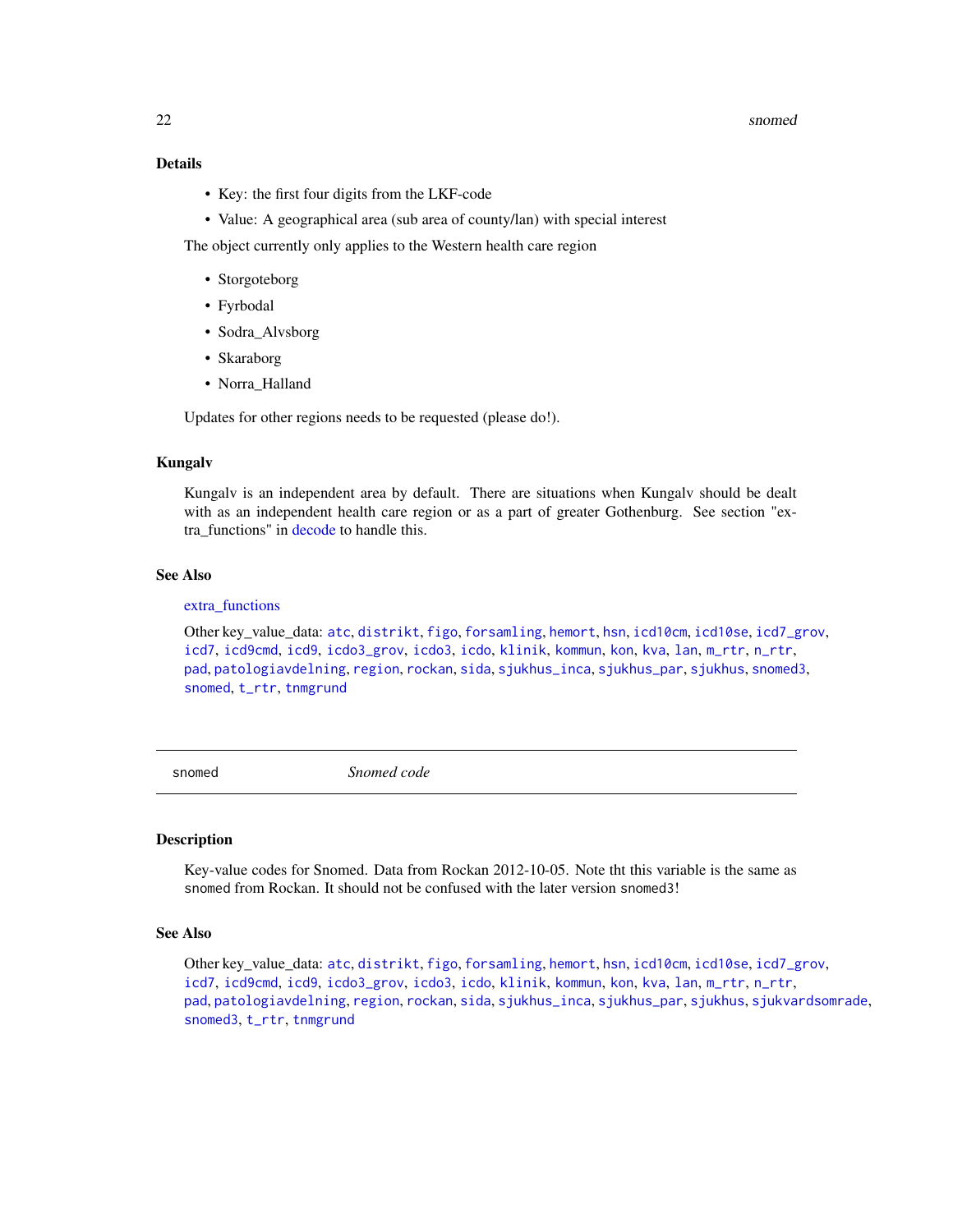### Details

- Key: the first four digits from the LKF-code
- Value: A geographical area (sub area of county/lan) with special interest

The object currently only applies to the Western health care region

- Storgoteborg
- Fyrbodal
- Sodra_Alvsborg
- Skaraborg
- Norra_Halland

Updates for other regions needs to be requested (please do!).

### Kungalv

Kungalv is an independent area by default. There are situations when Kungalv should be dealt with as an independent health care region or as a part of greater Gothenburg. See section "extra_functions" in decode to handle this.

### See Also

extra_functions

Other key_value_data: atc, distrikt, figo, forsamling, hemort, hsn, icd10cm, icd10se, icd7_grov, icd7, icd9cmd, icd9, icdo3_grov, icdo3, icdo, klinik, kommun, kon, kva, lan, m_rtr, n_rtr, pad, patologiavdelning, region, rockan, sida, sjukhus_inca, sjukhus_par, sjukhus, snomed3, snomed, t_rtr, tnmgrund

---

## snomed — *Snomed code*

### Description

Key-value codes for Snomed. Data from Rockan 2012-10-05. Note tht this variable is the same as `snomed` from Rockan. It should not be confused with the later version `snomed3`!

### See Also

Other key_value_data: atc, distrikt, figo, forsamling, hemort, hsn, icd10cm, icd10se, icd7_grov, icd7, icd9cmd, icd9, icdo3_grov, icdo3, icdo, klinik, kommun, kon, kva, lan, m_rtr, n_rtr, pad, patologiavdelning, region, rockan, sida, sjukhus_inca, sjukhus_par, sjukhus, sjukvardsomrade, snomed3, t_rtr, tnmgrund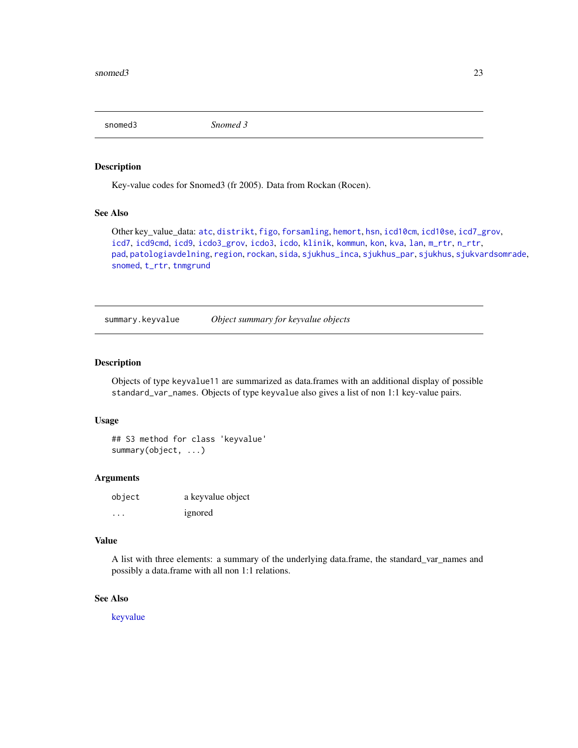## snomed3 — *Snomed 3*

### Description

Key-value codes for Snomed3 (fr 2005). Data from Rockan (Rocen).

### See Also

Other key_value_data: `atc`, `distrikt`, `figo`, `forsamling`, `hemort`, `hsn`, `icd10cm`, `icd10se`, `icd7_grov`, `icd7`, `icd9cmd`, `icd9`, `icdo3_grov`, `icdo3`, `icdo`, `klinik`, `kommun`, `kon`, `kva`, `lan`, `m_rtr`, `n_rtr`, `pad`, `patologiavdelning`, `region`, `rockan`, `sida`, `sjukhus_inca`, `sjukhus_par`, `sjukhus`, `sjukvardsomrade`, `snomed`, `t_rtr`, `tnmgrund`

## summary.keyvalue — *Object summary for keyvalue objects*

### Description

Objects of type `keyvalue11` are summarized as data.frames with an additional display of possible `standard_var_names`. Objects of type `keyvalue` also gives a list of non 1:1 key-value pairs.

### Usage

```
## S3 method for class 'keyvalue'
summary(object, ...)
```

### Arguments

| | |
|---|---|
| `object` | a keyvalue object |
| `...` | ignored |

### Value

A list with three elements: a summary of the underlying data.frame, the standard_var_names and possibly a data.frame with all non 1:1 relations.

### See Also

keyvalue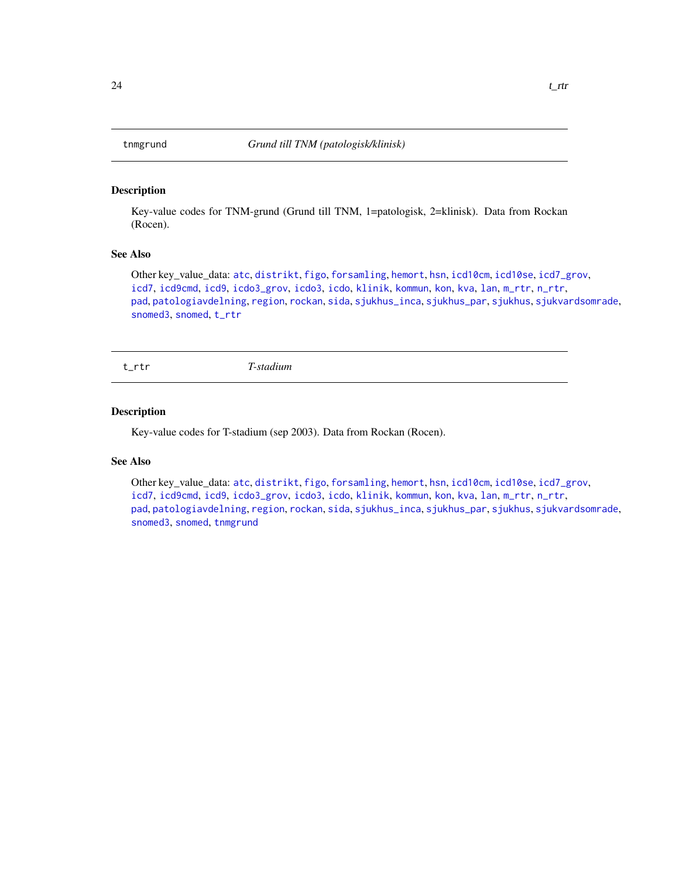## tnmgrund — *Grund till TNM (patologisk/klinisk)*

### Description

Key-value codes for TNM-grund (Grund till TNM, 1=patologisk, 2=klinisk). Data from Rockan (Rocen).

### See Also

Other key_value_data: `atc`, `distrikt`, `figo`, `forsamling`, `hemort`, `hsn`, `icd10cm`, `icd10se`, `icd7_grov`, `icd7`, `icd9cmd`, `icd9`, `icdo3_grov`, `icdo3`, `icdo`, `klinik`, `kommun`, `kon`, `kva`, `lan`, `m_rtr`, `n_rtr`, `pad`, `patologiavdelning`, `region`, `rockan`, `sida`, `sjukhus_inca`, `sjukhus_par`, `sjukhus`, `sjukvardsomrade`, `snomed3`, `snomed`, `t_rtr`

## t_rtr — *T-stadium*

### Description

Key-value codes for T-stadium (sep 2003). Data from Rockan (Rocen).

### See Also

Other key_value_data: `atc`, `distrikt`, `figo`, `forsamling`, `hemort`, `hsn`, `icd10cm`, `icd10se`, `icd7_grov`, `icd7`, `icd9cmd`, `icd9`, `icdo3_grov`, `icdo3`, `icdo`, `klinik`, `kommun`, `kon`, `kva`, `lan`, `m_rtr`, `n_rtr`, `pad`, `patologiavdelning`, `region`, `rockan`, `sida`, `sjukhus_inca`, `sjukhus_par`, `sjukhus`, `sjukvardsomrade`, `snomed3`, `snomed`, `tnmgrund`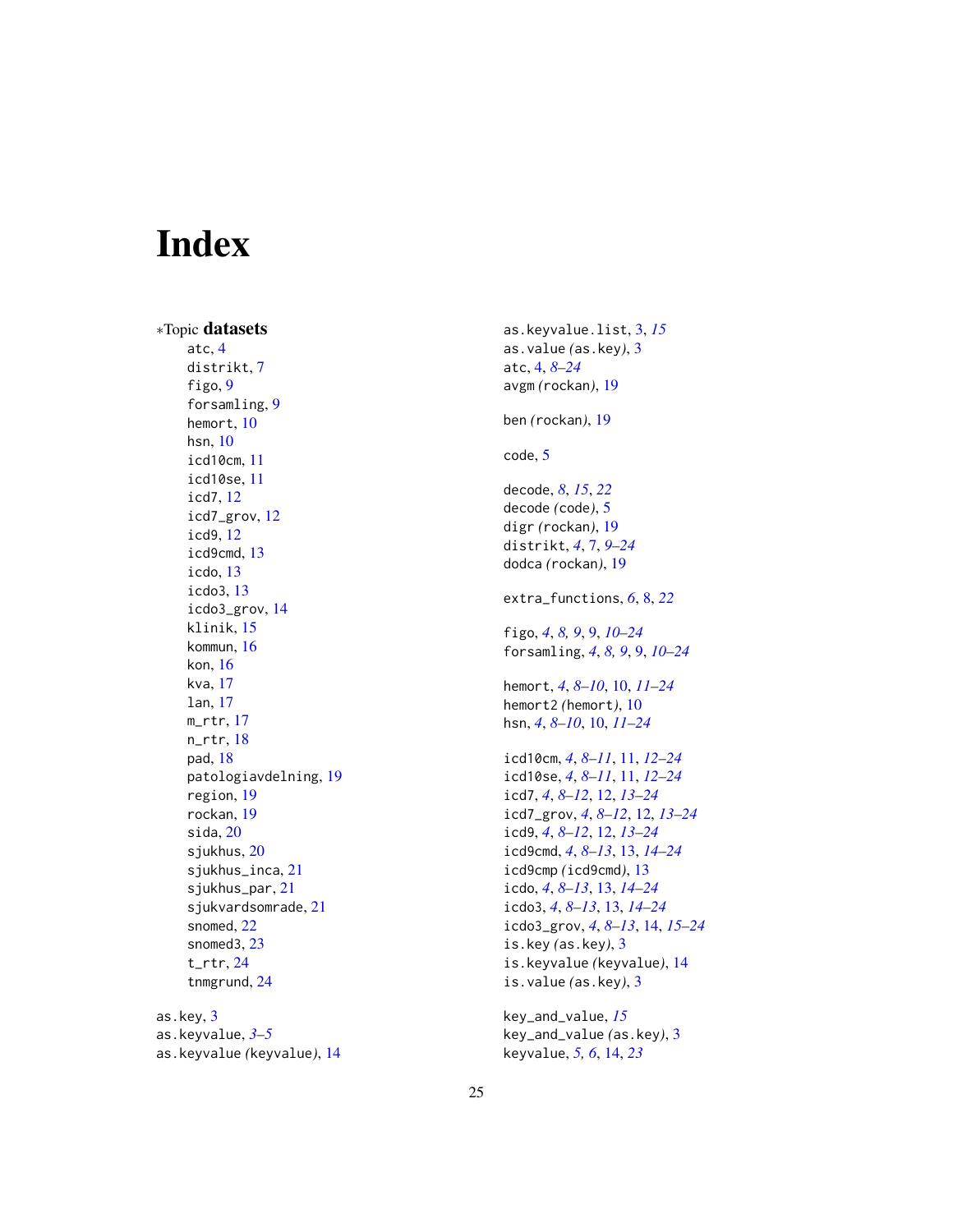# Index

*Topic **datasets**

- atc, 4
- distrikt, 7
- figo, 9
- forsamling, 9
- hemort, 10
- hsn, 10
- icd10cm, 11
- icd10se, 11
- icd7, 12
- icd7_grov, 12
- icd9, 12
- icd9cmd, 13
- icdo, 13
- icdo3, 13
- icdo3_grov, 14
- klinik, 15
- kommun, 16
- kon, 16
- kva, 17
- lan, 17
- m_rtr, 17
- n_rtr, 18
- pad, 18
- patologiavdelning, 19
- region, 19
- rockan, 19
- sida, 20
- sjukhus, 20
- sjukhus_inca, 21
- sjukhus_par, 21
- sjukvardsomrade, 21
- snomed, 22
- snomed3, 23
- t_rtr, 24
- tnmgrund, 24

as.key, 3
as.keyvalue, *3–5*
as.keyvalue *(keyvalue)*, 14
as.keyvalue.list, 3, *15*
as.value *(as.key)*, 3
atc, 4, *8–24*
avgm *(rockan)*, 19

ben *(rockan)*, 19

code, 5

decode, *8*, *15*, *22*
decode *(code)*, 5
digr *(rockan)*, 19
distrikt, *4*, 7, *9–24*
dodca *(rockan)*, 19

extra_functions, *6*, 8, *22*

figo, *4*, *8, 9*, 9, *10–24*
forsamling, *4*, *8, 9*, 9, *10–24*

hemort, *4*, *8–10*, 10, *11–24*
hemort2 *(hemort)*, 10
hsn, *4*, *8–10*, 10, *11–24*

icd10cm, *4*, *8–11*, 11, *12–24*
icd10se, *4*, *8–11*, 11, *12–24*
icd7, *4*, *8–12*, 12, *13–24*
icd7_grov, *4*, *8–12*, 12, *13–24*
icd9, *4*, *8–12*, 12, *13–24*
icd9cmd, *4*, *8–13*, 13, *14–24*
icd9cmp *(icd9cmd)*, 13
icdo, *4*, *8–13*, 13, *14–24*
icdo3, *4*, *8–13*, 13, *14–24*
icdo3_grov, *4*, *8–13*, 14, *15–24*
is.key *(as.key)*, 3
is.keyvalue *(keyvalue)*, 14
is.value *(as.key)*, 3

key_and_value, *15*
key_and_value *(as.key)*, 3
keyvalue, *5, 6*, 14, *23*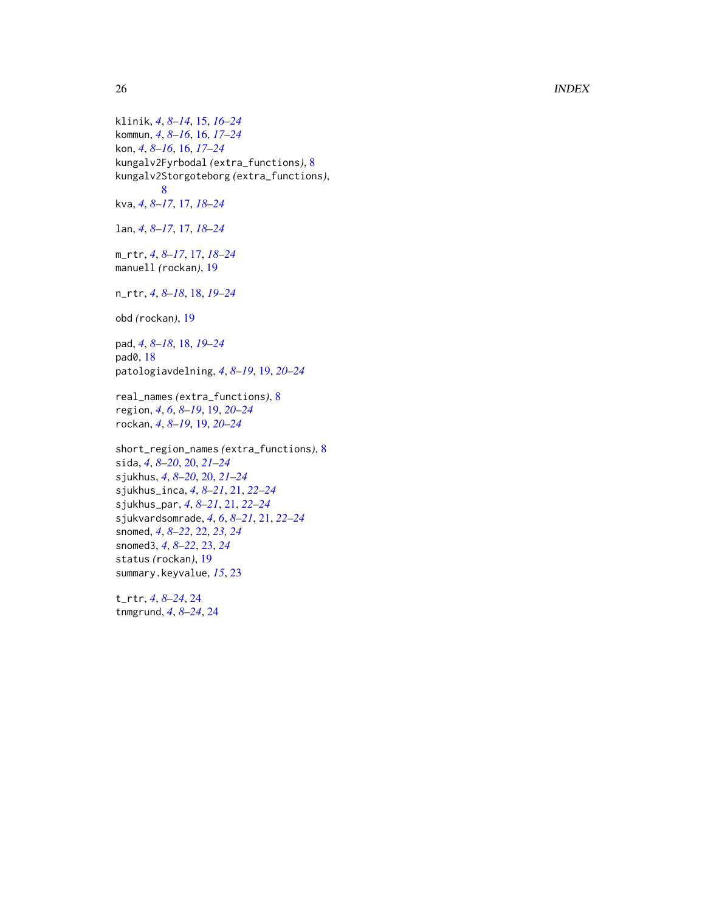klinik, *4*, *8–14*, 15, *16–24*
kommun, *4*, *8–16*, 16, *17–24*
kon, *4*, *8–16*, 16, *17–24*
kungalv2Fyrbodal *(*extra_functions*)*, 8
kungalv2Storgoteborg *(*extra_functions*)*, 8
kva, *4*, *8–17*, 17, *18–24*

lan, *4*, *8–17*, 17, *18–24*

m_rtr, *4*, *8–17*, 17, *18–24*
manuell *(*rockan*)*, 19

n_rtr, *4*, *8–18*, 18, *19–24*

obd *(*rockan*)*, 19

pad, *4*, *8–18*, 18, *19–24*
pad0, 18
patologiavdelning, *4*, *8–19*, 19, *20–24*

real_names *(*extra_functions*)*, 8
region, *4*, *6*, *8–19*, 19, *20–24*
rockan, *4*, *8–19*, 19, *20–24*

short_region_names *(*extra_functions*)*, 8
sida, *4*, *8–20*, 20, *21–24*
sjukhus, *4*, *8–20*, 20, *21–24*
sjukhus_inca, *4*, *8–21*, 21, *22–24*
sjukhus_par, *4*, *8–21*, 21, *22–24*
sjukvardsomrade, *4*, *6*, *8–21*, 21, *22–24*
snomed, *4*, *8–22*, 22, *23, 24*
snomed3, *4*, *8–22*, 23, *24*
status *(*rockan*)*, 19
summary.keyvalue, *15*, 23

t_rtr, *4*, *8–24*, 24
tnmgrund, *4*, *8–24*, 24